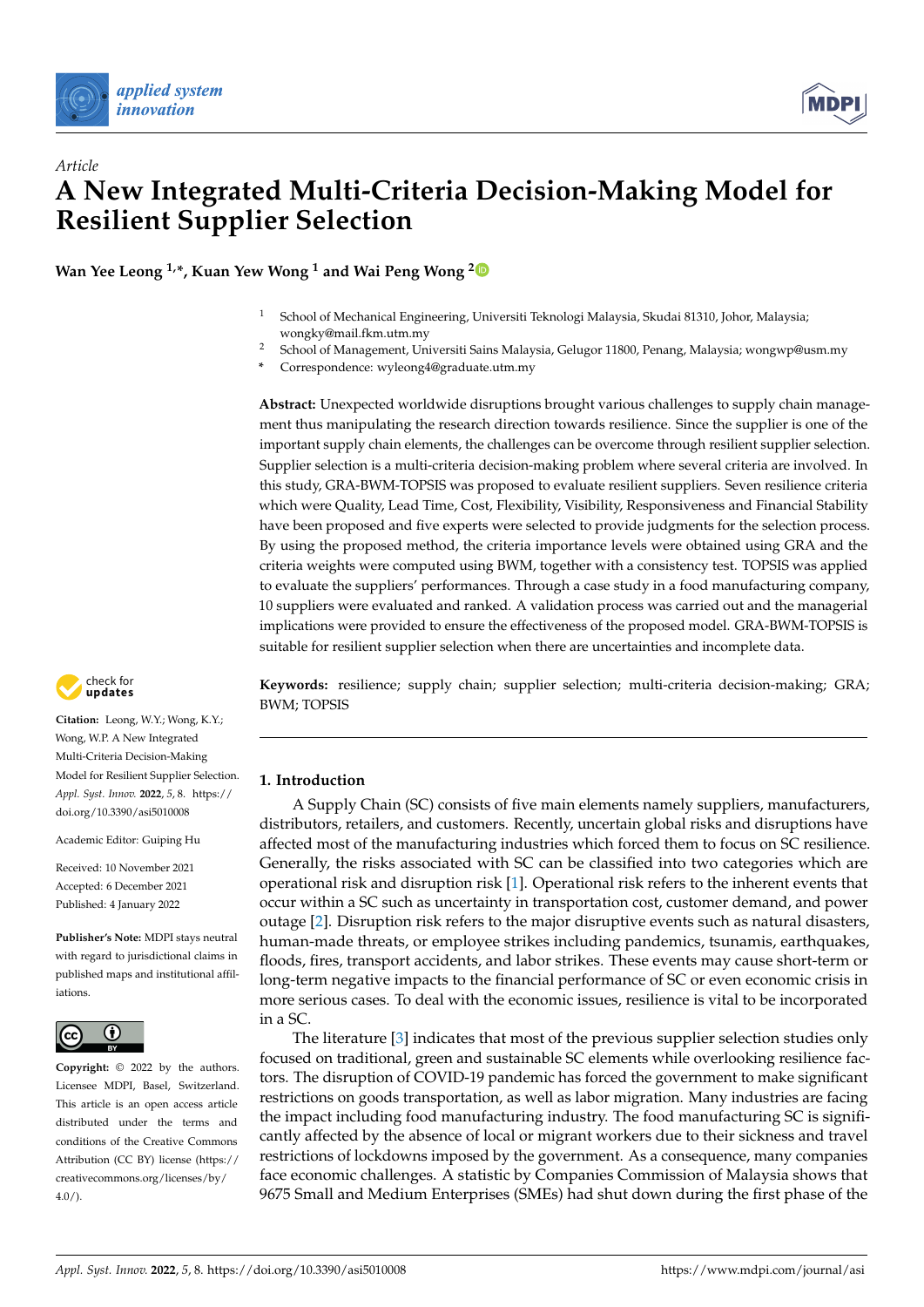*Article*

# A New Integrated Multi-Criteria Decision-Making Model for Resilient Supplier Selection

**Wan Yee Leong [1,*], Kuan Yew Wong [1] and Wai Peng Wong [2]**

[1] School of Mechanical Engineering, Universiti Teknologi Malaysia, Skudai 81310, Johor, Malaysia; wongky@mail.fkm.utm.my

[2] School of Management, Universiti Sains Malaysia, Gelugor 11800, Penang, Malaysia; wongwp@usm.my

\* Correspondence: wyleong4@graduate.utm.my

**Abstract:** Unexpected worldwide disruptions brought various challenges to supply chain management thus manipulating the research direction towards resilience. Since the supplier is one of the important supply chain elements, the challenges can be overcome through resilient supplier selection. Supplier selection is a multi-criteria decision-making problem where several criteria are involved. In this study, GRA-BWM-TOPSIS was proposed to evaluate resilient suppliers. Seven resilience criteria which were Quality, Lead Time, Cost, Flexibility, Visibility, Responsiveness and Financial Stability have been proposed and five experts were selected to provide judgments for the selection process. By using the proposed method, the criteria importance levels were obtained using GRA and the criteria weights were computed using BWM, together with a consistency test. TOPSIS was applied to evaluate the suppliers' performances. Through a case study in a food manufacturing company, 10 suppliers were evaluated and ranked. A validation process was carried out and the managerial implications were provided to ensure the effectiveness of the proposed model. GRA-BWM-TOPSIS is suitable for resilient supplier selection when there are uncertainties and incomplete data.

**Keywords:** resilience; supply chain; supplier selection; multi-criteria decision-making; GRA; BWM; TOPSIS

**Citation:** Leong, W.Y.; Wong, K.Y.; Wong, W.P. A New Integrated Multi-Criteria Decision-Making Model for Resilient Supplier Selection. *Appl. Syst. Innov.* **2022**, *5*, 8. https://doi.org/10.3390/asi5010008

Academic Editor: Guiping Hu

Received: 10 November 2021
Accepted: 6 December 2021
Published: 4 January 2022

**Publisher's Note:** MDPI stays neutral with regard to jurisdictional claims in published maps and institutional affiliations.

**Copyright:** © 2022 by the authors. Licensee MDPI, Basel, Switzerland. This article is an open access article distributed under the terms and conditions of the Creative Commons Attribution (CC BY) license (https://creativecommons.org/licenses/by/4.0/).

## 1. Introduction

A Supply Chain (SC) consists of five main elements namely suppliers, manufacturers, distributors, retailers, and customers. Recently, uncertain global risks and disruptions have affected most of the manufacturing industries which forced them to focus on SC resilience. Generally, the risks associated with SC can be classified into two categories which are operational risk and disruption risk [1]. Operational risk refers to the inherent events that occur within a SC such as uncertainty in transportation cost, customer demand, and power outage [2]. Disruption risk refers to the major disruptive events such as natural disasters, human-made threats, or employee strikes including pandemics, tsunamis, earthquakes, floods, fires, transport accidents, and labor strikes. These events may cause short-term or long-term negative impacts to the financial performance of SC or even economic crisis in more serious cases. To deal with the economic issues, resilience is vital to be incorporated in a SC.

The literature [3] indicates that most of the previous supplier selection studies only focused on traditional, green and sustainable SC elements while overlooking resilience factors. The disruption of COVID-19 pandemic has forced the government to make significant restrictions on goods transportation, as well as labor migration. Many industries are facing the impact including food manufacturing industry. The food manufacturing SC is significantly affected by the absence of local or migrant workers due to their sickness and travel restrictions of lockdowns imposed by the government. As a consequence, many companies face economic challenges. A statistic by Companies Commission of Malaysia shows that 9675 Small and Medium Enterprises (SMEs) had shut down during the first phase of the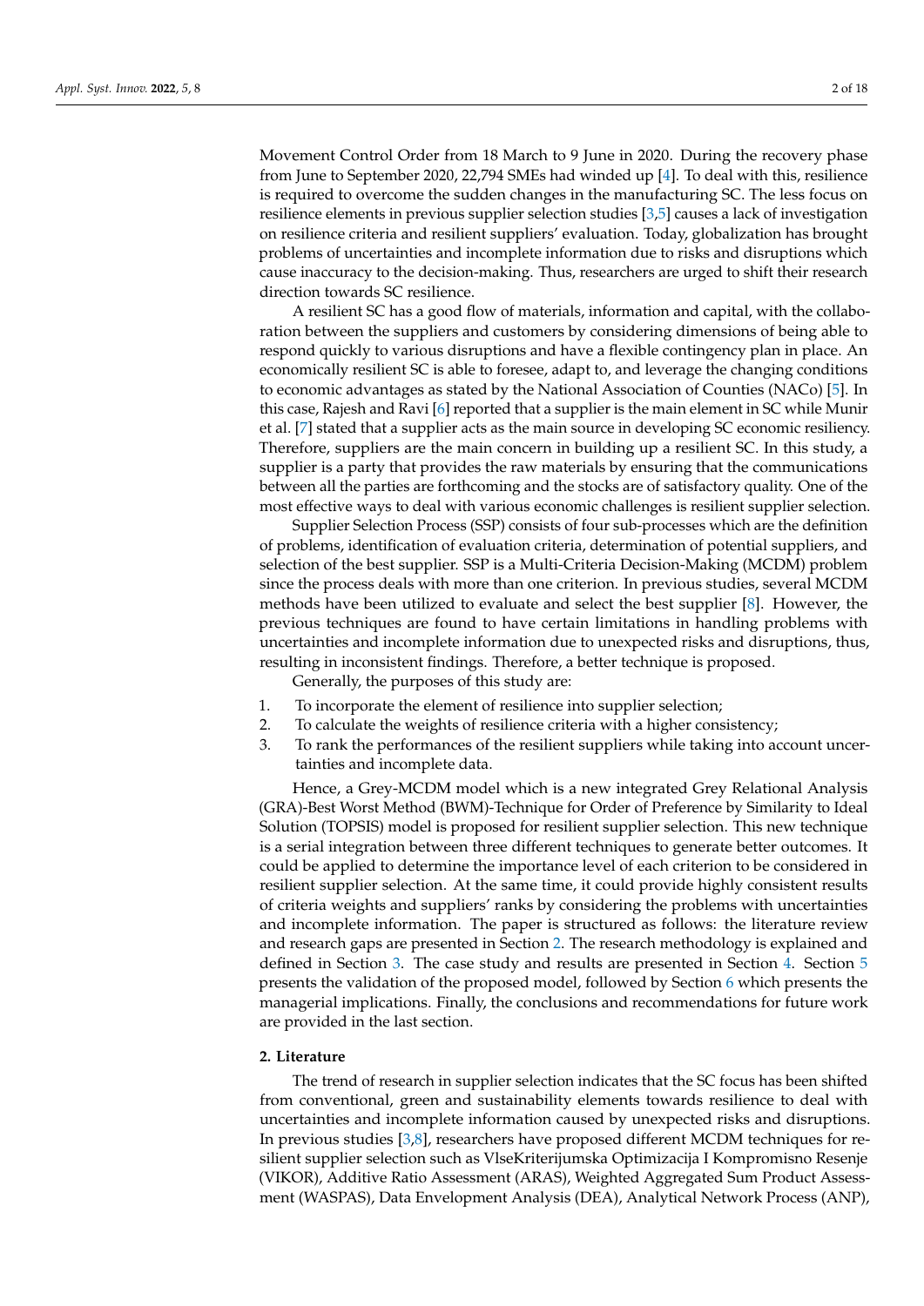Movement Control Order from 18 March to 9 June in 2020. During the recovery phase from June to September 2020, 22,794 SMEs had winded up [4]. To deal with this, resilience is required to overcome the sudden changes in the manufacturing SC. The less focus on resilience elements in previous supplier selection studies [3,5] causes a lack of investigation on resilience criteria and resilient suppliers' evaluation. Today, globalization has brought problems of uncertainties and incomplete information due to risks and disruptions which cause inaccuracy to the decision-making. Thus, researchers are urged to shift their research direction towards SC resilience.

A resilient SC has a good flow of materials, information and capital, with the collaboration between the suppliers and customers by considering dimensions of being able to respond quickly to various disruptions and have a flexible contingency plan in place. An economically resilient SC is able to foresee, adapt to, and leverage the changing conditions to economic advantages as stated by the National Association of Counties (NACo) [5]. In this case, Rajesh and Ravi [6] reported that a supplier is the main element in SC while Munir et al. [7] stated that a supplier acts as the main source in developing SC economic resiliency. Therefore, suppliers are the main concern in building up a resilient SC. In this study, a supplier is a party that provides the raw materials by ensuring that the communications between all the parties are forthcoming and the stocks are of satisfactory quality. One of the most effective ways to deal with various economic challenges is resilient supplier selection.

Supplier Selection Process (SSP) consists of four sub-processes which are the definition of problems, identification of evaluation criteria, determination of potential suppliers, and selection of the best supplier. SSP is a Multi-Criteria Decision-Making (MCDM) problem since the process deals with more than one criterion. In previous studies, several MCDM methods have been utilized to evaluate and select the best supplier [8]. However, the previous techniques are found to have certain limitations in handling problems with uncertainties and incomplete information due to unexpected risks and disruptions, thus, resulting in inconsistent findings. Therefore, a better technique is proposed.

Generally, the purposes of this study are:

1. To incorporate the element of resilience into supplier selection;
2. To calculate the weights of resilience criteria with a higher consistency;
3. To rank the performances of the resilient suppliers while taking into account uncertainties and incomplete data.

Hence, a Grey-MCDM model which is a new integrated Grey Relational Analysis (GRA)-Best Worst Method (BWM)-Technique for Order of Preference by Similarity to Ideal Solution (TOPSIS) model is proposed for resilient supplier selection. This new technique is a serial integration between three different techniques to generate better outcomes. It could be applied to determine the importance level of each criterion to be considered in resilient supplier selection. At the same time, it could provide highly consistent results of criteria weights and suppliers' ranks by considering the problems with uncertainties and incomplete information. The paper is structured as follows: the literature review and research gaps are presented in Section 2. The research methodology is explained and defined in Section 3. The case study and results are presented in Section 4. Section 5 presents the validation of the proposed model, followed by Section 6 which presents the managerial implications. Finally, the conclusions and recommendations for future work are provided in the last section.

## 2. Literature

The trend of research in supplier selection indicates that the SC focus has been shifted from conventional, green and sustainability elements towards resilience to deal with uncertainties and incomplete information caused by unexpected risks and disruptions. In previous studies [3,8], researchers have proposed different MCDM techniques for resilient supplier selection such as VlseKriterijumska Optimizacija I Kompromisno Resenje (VIKOR), Additive Ratio Assessment (ARAS), Weighted Aggregated Sum Product Assessment (WASPAS), Data Envelopment Analysis (DEA), Analytical Network Process (ANP),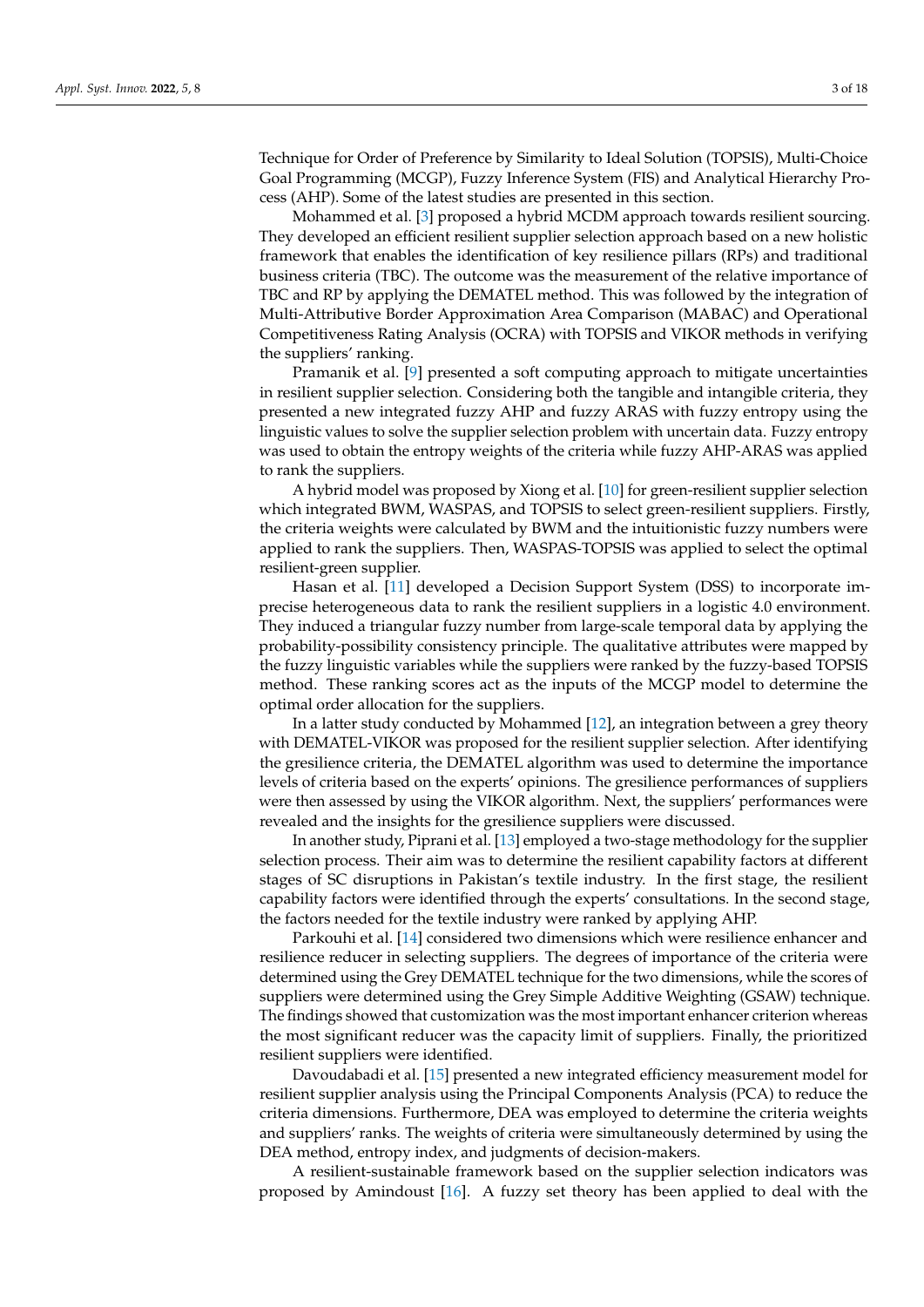Technique for Order of Preference by Similarity to Ideal Solution (TOPSIS), Multi-Choice Goal Programming (MCGP), Fuzzy Inference System (FIS) and Analytical Hierarchy Process (AHP). Some of the latest studies are presented in this section.

Mohammed et al. [3] proposed a hybrid MCDM approach towards resilient sourcing. They developed an efficient resilient supplier selection approach based on a new holistic framework that enables the identification of key resilience pillars (RPs) and traditional business criteria (TBC). The outcome was the measurement of the relative importance of TBC and RP by applying the DEMATEL method. This was followed by the integration of Multi-Attributive Border Approximation Area Comparison (MABAC) and Operational Competitiveness Rating Analysis (OCRA) with TOPSIS and VIKOR methods in verifying the suppliers' ranking.

Pramanik et al. [9] presented a soft computing approach to mitigate uncertainties in resilient supplier selection. Considering both the tangible and intangible criteria, they presented a new integrated fuzzy AHP and fuzzy ARAS with fuzzy entropy using the linguistic values to solve the supplier selection problem with uncertain data. Fuzzy entropy was used to obtain the entropy weights of the criteria while fuzzy AHP-ARAS was applied to rank the suppliers.

A hybrid model was proposed by Xiong et al. [10] for green-resilient supplier selection which integrated BWM, WASPAS, and TOPSIS to select green-resilient suppliers. Firstly, the criteria weights were calculated by BWM and the intuitionistic fuzzy numbers were applied to rank the suppliers. Then, WASPAS-TOPSIS was applied to select the optimal resilient-green supplier.

Hasan et al. [11] developed a Decision Support System (DSS) to incorporate imprecise heterogeneous data to rank the resilient suppliers in a logistic 4.0 environment. They induced a triangular fuzzy number from large-scale temporal data by applying the probability-possibility consistency principle. The qualitative attributes were mapped by the fuzzy linguistic variables while the suppliers were ranked by the fuzzy-based TOPSIS method. These ranking scores act as the inputs of the MCGP model to determine the optimal order allocation for the suppliers.

In a latter study conducted by Mohammed [12], an integration between a grey theory with DEMATEL-VIKOR was proposed for the resilient supplier selection. After identifying the gresilience criteria, the DEMATEL algorithm was used to determine the importance levels of criteria based on the experts' opinions. The gresilience performances of suppliers were then assessed by using the VIKOR algorithm. Next, the suppliers' performances were revealed and the insights for the gresilience suppliers were discussed.

In another study, Piprani et al. [13] employed a two-stage methodology for the supplier selection process. Their aim was to determine the resilient capability factors at different stages of SC disruptions in Pakistan's textile industry. In the first stage, the resilient capability factors were identified through the experts' consultations. In the second stage, the factors needed for the textile industry were ranked by applying AHP.

Parkouhi et al. [14] considered two dimensions which were resilience enhancer and resilience reducer in selecting suppliers. The degrees of importance of the criteria were determined using the Grey DEMATEL technique for the two dimensions, while the scores of suppliers were determined using the Grey Simple Additive Weighting (GSAW) technique. The findings showed that customization was the most important enhancer criterion whereas the most significant reducer was the capacity limit of suppliers. Finally, the prioritized resilient suppliers were identified.

Davoudabadi et al. [15] presented a new integrated efficiency measurement model for resilient supplier analysis using the Principal Components Analysis (PCA) to reduce the criteria dimensions. Furthermore, DEA was employed to determine the criteria weights and suppliers' ranks. The weights of criteria were simultaneously determined by using the DEA method, entropy index, and judgments of decision-makers.

A resilient-sustainable framework based on the supplier selection indicators was proposed by Amindoust [16]. A fuzzy set theory has been applied to deal with the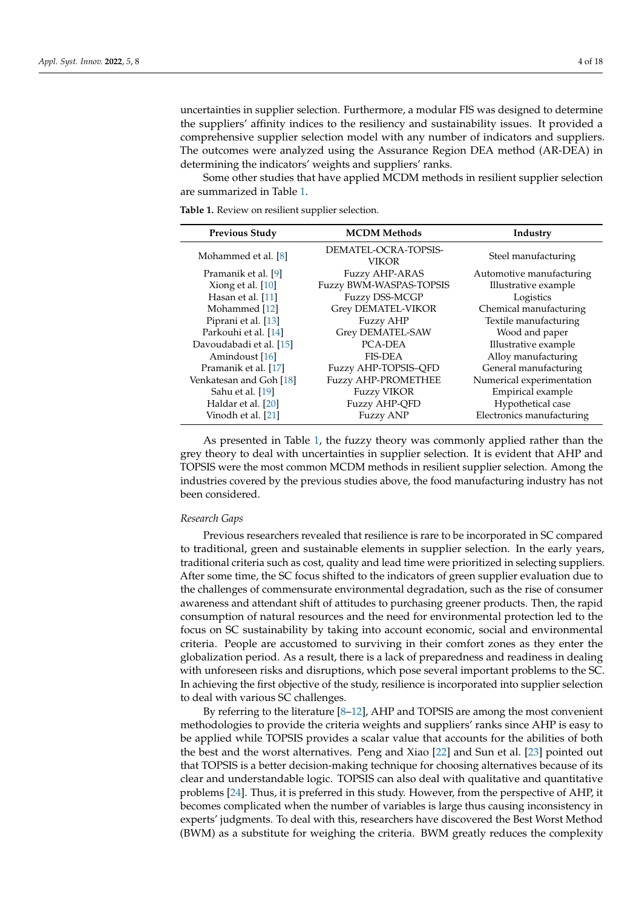uncertainties in supplier selection. Furthermore, a modular FIS was designed to determine the suppliers' affinity indices to the resiliency and sustainability issues. It provided a comprehensive supplier selection model with any number of indicators and suppliers. The outcomes were analyzed using the Assurance Region DEA method (AR-DEA) in determining the indicators' weights and suppliers' ranks.

Some other studies that have applied MCDM methods in resilient supplier selection are summarized in Table 1.

**Table 1.** Review on resilient supplier selection.

| Previous Study | MCDM Methods | Industry |
|---|---|---|
| Mohammed et al. [8] | DEMATEL-OCRA-TOPSIS-VIKOR | Steel manufacturing |
| Pramanik et al. [9] | Fuzzy AHP-ARAS | Automotive manufacturing |
| Xiong et al. [10] | Fuzzy BWM-WASPAS-TOPSIS | Illustrative example |
| Hasan et al. [11] | Fuzzy DSS-MCGP | Logistics |
| Mohammed [12] | Grey DEMATEL-VIKOR | Chemical manufacturing |
| Piprani et al. [13] | Fuzzy AHP | Textile manufacturing |
| Parkouhi et al. [14] | Grey DEMATEL-SAW | Wood and paper |
| Davoudabadi et al. [15] | PCA-DEA | Illustrative example |
| Amindoust [16] | FIS-DEA | Alloy manufacturing |
| Pramanik et al. [17] | Fuzzy AHP-TOPSIS–QFD | General manufacturing |
| Venkatesan and Goh [18] | Fuzzy AHP-PROMETHEE | Numerical experimentation |
| Sahu et al. [19] | Fuzzy VIKOR | Empirical example |
| Haldar et al. [20] | Fuzzy AHP-QFD | Hypothetical case |
| Vinodh et al. [21] | Fuzzy ANP | Electronics manufacturing |

As presented in Table 1, the fuzzy theory was commonly applied rather than the grey theory to deal with uncertainties in supplier selection. It is evident that AHP and TOPSIS were the most common MCDM methods in resilient supplier selection. Among the industries covered by the previous studies above, the food manufacturing industry has not been considered.

*Research Gaps*

Previous researchers revealed that resilience is rare to be incorporated in SC compared to traditional, green and sustainable elements in supplier selection. In the early years, traditional criteria such as cost, quality and lead time were prioritized in selecting suppliers. After some time, the SC focus shifted to the indicators of green supplier evaluation due to the challenges of commensurate environmental degradation, such as the rise of consumer awareness and attendant shift of attitudes to purchasing greener products. Then, the rapid consumption of natural resources and the need for environmental protection led to the focus on SC sustainability by taking into account economic, social and environmental criteria. People are accustomed to surviving in their comfort zones as they enter the globalization period. As a result, there is a lack of preparedness and readiness in dealing with unforeseen risks and disruptions, which pose several important problems to the SC. In achieving the first objective of the study, resilience is incorporated into supplier selection to deal with various SC challenges.

By referring to the literature [8–12], AHP and TOPSIS are among the most convenient methodologies to provide the criteria weights and suppliers' ranks since AHP is easy to be applied while TOPSIS provides a scalar value that accounts for the abilities of both the best and the worst alternatives. Peng and Xiao [22] and Sun et al. [23] pointed out that TOPSIS is a better decision-making technique for choosing alternatives because of its clear and understandable logic. TOPSIS can also deal with qualitative and quantitative problems [24]. Thus, it is preferred in this study. However, from the perspective of AHP, it becomes complicated when the number of variables is large thus causing inconsistency in experts' judgments. To deal with this, researchers have discovered the Best Worst Method (BWM) as a substitute for weighing the criteria. BWM greatly reduces the complexity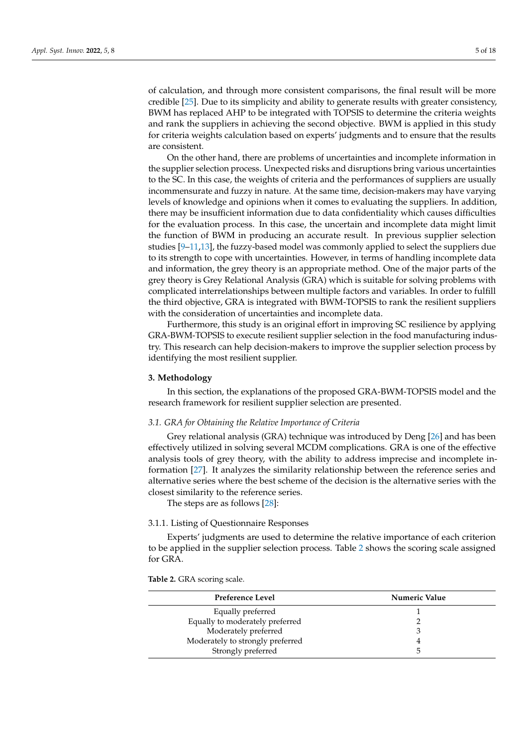of calculation, and through more consistent comparisons, the final result will be more credible [25]. Due to its simplicity and ability to generate results with greater consistency, BWM has replaced AHP to be integrated with TOPSIS to determine the criteria weights and rank the suppliers in achieving the second objective. BWM is applied in this study for criteria weights calculation based on experts' judgments and to ensure that the results are consistent.

On the other hand, there are problems of uncertainties and incomplete information in the supplier selection process. Unexpected risks and disruptions bring various uncertainties to the SC. In this case, the weights of criteria and the performances of suppliers are usually incommensurate and fuzzy in nature. At the same time, decision-makers may have varying levels of knowledge and opinions when it comes to evaluating the suppliers. In addition, there may be insufficient information due to data confidentiality which causes difficulties for the evaluation process. In this case, the uncertain and incomplete data might limit the function of BWM in producing an accurate result. In previous supplier selection studies [9–11,13], the fuzzy-based model was commonly applied to select the suppliers due to its strength to cope with uncertainties. However, in terms of handling incomplete data and information, the grey theory is an appropriate method. One of the major parts of the grey theory is Grey Relational Analysis (GRA) which is suitable for solving problems with complicated interrelationships between multiple factors and variables. In order to fulfill the third objective, GRA is integrated with BWM-TOPSIS to rank the resilient suppliers with the consideration of uncertainties and incomplete data.

Furthermore, this study is an original effort in improving SC resilience by applying GRA-BWM-TOPSIS to execute resilient supplier selection in the food manufacturing industry. This research can help decision-makers to improve the supplier selection process by identifying the most resilient supplier.

## 3. Methodology

In this section, the explanations of the proposed GRA-BWM-TOPSIS model and the research framework for resilient supplier selection are presented.

### *3.1. GRA for Obtaining the Relative Importance of Criteria*

Grey relational analysis (GRA) technique was introduced by Deng [26] and has been effectively utilized in solving several MCDM complications. GRA is one of the effective analysis tools of grey theory, with the ability to address imprecise and incomplete information [27]. It analyzes the similarity relationship between the reference series and alternative series where the best scheme of the decision is the alternative series with the closest similarity to the reference series.

The steps are as follows [28]:

#### 3.1.1. Listing of Questionnaire Responses

Experts' judgments are used to determine the relative importance of each criterion to be applied in the supplier selection process. Table 2 shows the scoring scale assigned for GRA.

**Table 2.** GRA scoring scale.

| Preference Level | Numeric Value |
| --- | --- |
| Equally preferred | 1 |
| Equally to moderately preferred | 2 |
| Moderately preferred | 3 |
| Moderately to strongly preferred | 4 |
| Strongly preferred | 5 |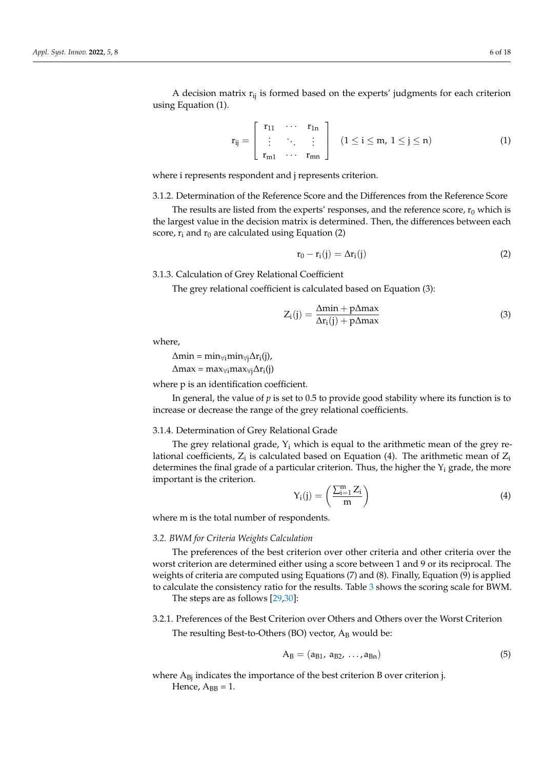A decision matrix $r_{ij}$ is formed based on the experts' judgments for each criterion using Equation (1).

$$r_{ij} = \begin{bmatrix} r_{11} & \cdots & r_{1n} \\ \vdots & \ddots & \vdots \\ r_{m1} & \cdots & r_{mn} \end{bmatrix} \quad (1 \leq i \leq m,\ 1 \leq j \leq n) \tag{1}$$

where i represents respondent and j represents criterion.

#### 3.1.2. Determination of the Reference Score and the Differences from the Reference Score

The results are listed from the experts' responses, and the reference score, $r_0$ which is the largest value in the decision matrix is determined. Then, the differences between each score, $r_i$ and $r_0$ are calculated using Equation (2)

$$r_0 - r_i(j) = \Delta r_i(j) \tag{2}$$

#### 3.1.3. Calculation of Grey Relational Coefficient

The grey relational coefficient is calculated based on Equation (3):

$$Z_i(j) = \frac{\Delta \min + p\Delta \max}{\Delta r_i(j) + p\Delta \max} \tag{3}$$

where,

$\Delta \min = \min_{\forall i} \min_{\forall j} \Delta r_i(j)$,

$\Delta \max = \max_{\forall i} \max_{\forall j} \Delta r_i(j)$

where p is an identification coefficient.

In general, the value of $p$ is set to 0.5 to provide good stability where its function is to increase or decrease the range of the grey relational coefficients.

#### 3.1.4. Determination of Grey Relational Grade

The grey relational grade, $Y_i$ which is equal to the arithmetic mean of the grey relational coefficients, $Z_i$ is calculated based on Equation (4). The arithmetic mean of $Z_i$ determines the final grade of a particular criterion. Thus, the higher the $Y_i$ grade, the more important is the criterion.

$$Y_i(j) = \left( \frac{\sum_{i=1}^{m} Z_i}{m} \right) \tag{4}$$

where m is the total number of respondents.

### *3.2. BWM for Criteria Weights Calculation*

The preferences of the best criterion over other criteria and other criteria over the worst criterion are determined either using a score between 1 and 9 or its reciprocal. The weights of criteria are computed using Equations (7) and (8). Finally, Equation (9) is applied to calculate the consistency ratio for the results. Table 3 shows the scoring scale for BWM.

The steps are as follows [29,30]:

#### 3.2.1. Preferences of the Best Criterion over Others and Others over the Worst Criterion

The resulting Best-to-Others (BO) vector, $A_B$ would be:

$$A_B = (a_{B1},\ a_{B2},\ \ldots, a_{Bn}) \tag{5}$$

where $A_{Bj}$ indicates the importance of the best criterion B over criterion j.

Hence, $A_{BB} = 1$.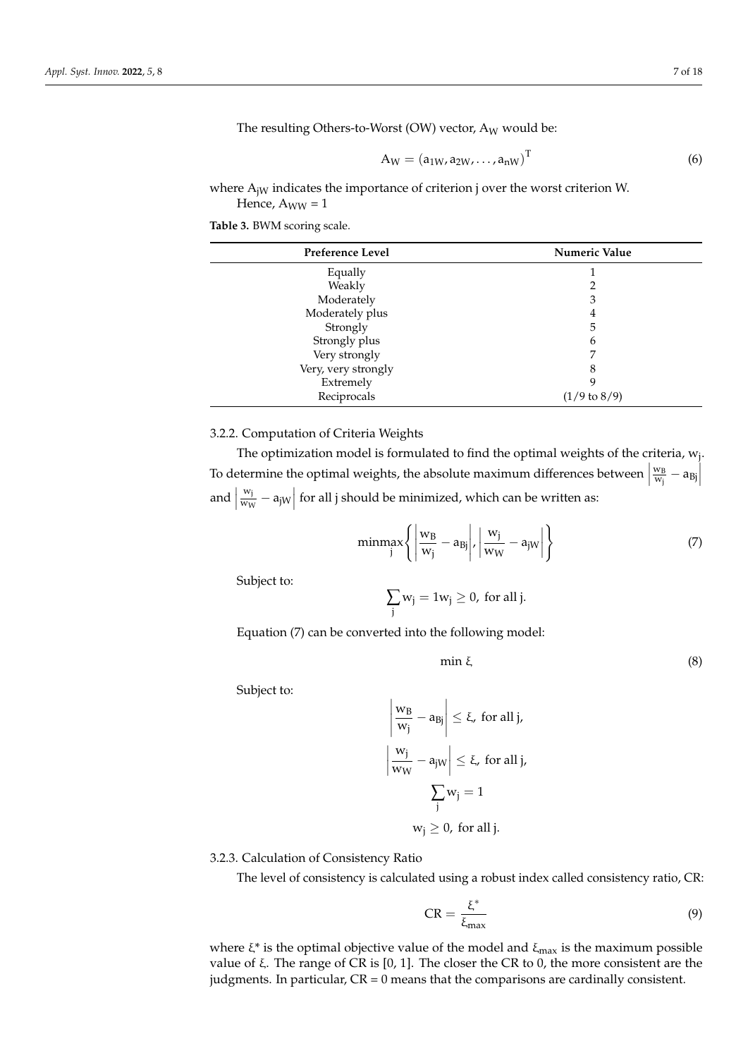The resulting Others-to-Worst (OW) vector, $A_W$ would be:

$$A_W = (a_{1W}, a_{2W}, \ldots, a_{nW})^T \tag{6}$$

where $A_{jW}$ indicates the importance of criterion j over the worst criterion W.

Hence, $A_{WW} = 1$

**Table 3.** BWM scoring scale.

| Preference Level | Numeric Value |
|---|---|
| Equally | 1 |
| Weakly | 2 |
| Moderately | 3 |
| Moderately plus | 4 |
| Strongly | 5 |
| Strongly plus | 6 |
| Very strongly | 7 |
| Very, very strongly | 8 |
| Extremely | 9 |
| Reciprocals | (1/9 to 8/9) |

#### 3.2.2. Computation of Criteria Weights

The optimization model is formulated to find the optimal weights of the criteria, $w_j$. To determine the optimal weights, the absolute maximum differences between $\left|\frac{w_B}{w_j} - a_{Bj}\right|$ and $\left|\frac{w_j}{w_W} - a_{jW}\right|$ for all j should be minimized, which can be written as:

$$\min \max_j \left\{ \left|\frac{w_B}{w_j} - a_{Bj}\right|, \left|\frac{w_j}{w_W} - a_{jW}\right| \right\} \tag{7}$$

Subject to:

$$\sum_j w_j = 1 w_j \geq 0, \text{ for all j.}$$

Equation (7) can be converted into the following model:

$$\min \xi \tag{8}$$

Subject to:

$$\left|\frac{w_B}{w_j} - a_{Bj}\right| \leq \xi, \text{ for all j,}$$

$$\left|\frac{w_j}{w_W} - a_{jW}\right| \leq \xi, \text{ for all j,}$$

$$\sum_j w_j = 1$$

$$w_j \geq 0, \text{ for all j.}$$

#### 3.2.3. Calculation of Consistency Ratio

The level of consistency is calculated using a robust index called consistency ratio, CR:

$$CR = \frac{\xi^*}{\xi_{max}} \tag{9}$$

where $\xi^*$ is the optimal objective value of the model and $\xi_{max}$ is the maximum possible value of $\xi$. The range of CR is [0, 1]. The closer the CR to 0, the more consistent are the judgments. In particular, CR = 0 means that the comparisons are cardinally consistent.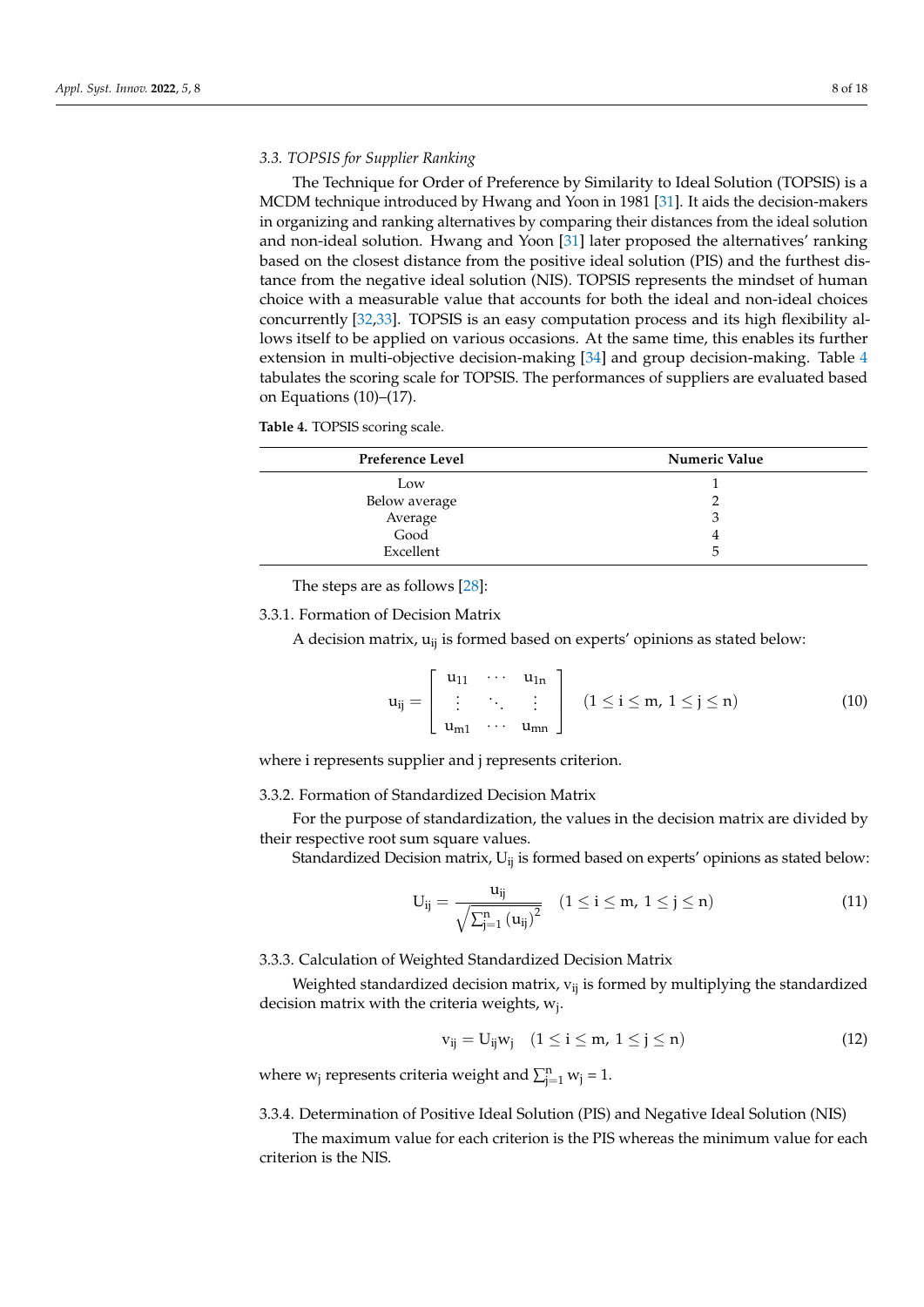### 3.3. TOPSIS for Supplier Ranking

The Technique for Order of Preference by Similarity to Ideal Solution (TOPSIS) is a MCDM technique introduced by Hwang and Yoon in 1981 [31]. It aids the decision-makers in organizing and ranking alternatives by comparing their distances from the ideal solution and non-ideal solution. Hwang and Yoon [31] later proposed the alternatives' ranking based on the closest distance from the positive ideal solution (PIS) and the furthest distance from the negative ideal solution (NIS). TOPSIS represents the mindset of human choice with a measurable value that accounts for both the ideal and non-ideal choices concurrently [32,33]. TOPSIS is an easy computation process and its high flexibility allows itself to be applied on various occasions. At the same time, this enables its further extension in multi-objective decision-making [34] and group decision-making. Table 4 tabulates the scoring scale for TOPSIS. The performances of suppliers are evaluated based on Equations (10)–(17).

**Table 4.** TOPSIS scoring scale.

| Preference Level | Numeric Value |
| --- | --- |
| Low | 1 |
| Below average | 2 |
| Average | 3 |
| Good | 4 |
| Excellent | 5 |

The steps are as follows [28]:

#### 3.3.1. Formation of Decision Matrix

A decision matrix, $u_{ij}$ is formed based on experts' opinions as stated below:

$$u_{ij} = \begin{bmatrix} u_{11} & \cdots & u_{1n} \\ \vdots & \ddots & \vdots \\ u_{m1} & \cdots & u_{mn} \end{bmatrix} \quad (1 \leq i \leq m,\ 1 \leq j \leq n) \tag{10}$$

where i represents supplier and j represents criterion.

#### 3.3.2. Formation of Standardized Decision Matrix

For the purpose of standardization, the values in the decision matrix are divided by their respective root sum square values.

Standardized Decision matrix, $U_{ij}$ is formed based on experts' opinions as stated below:

$$U_{ij} = \frac{u_{ij}}{\sqrt{\sum_{j=1}^{n} \left(u_{ij}\right)^2}} \quad (1 \leq i \leq m,\ 1 \leq j \leq n) \tag{11}$$

#### 3.3.3. Calculation of Weighted Standardized Decision Matrix

Weighted standardized decision matrix, $v_{ij}$ is formed by multiplying the standardized decision matrix with the criteria weights, $w_j$.

$$v_{ij} = U_{ij} w_j \quad (1 \leq i \leq m,\ 1 \leq j \leq n) \tag{12}$$

where $w_j$ represents criteria weight and $\sum_{j=1}^{n} w_j = 1$.

#### 3.3.4. Determination of Positive Ideal Solution (PIS) and Negative Ideal Solution (NIS)

The maximum value for each criterion is the PIS whereas the minimum value for each criterion is the NIS.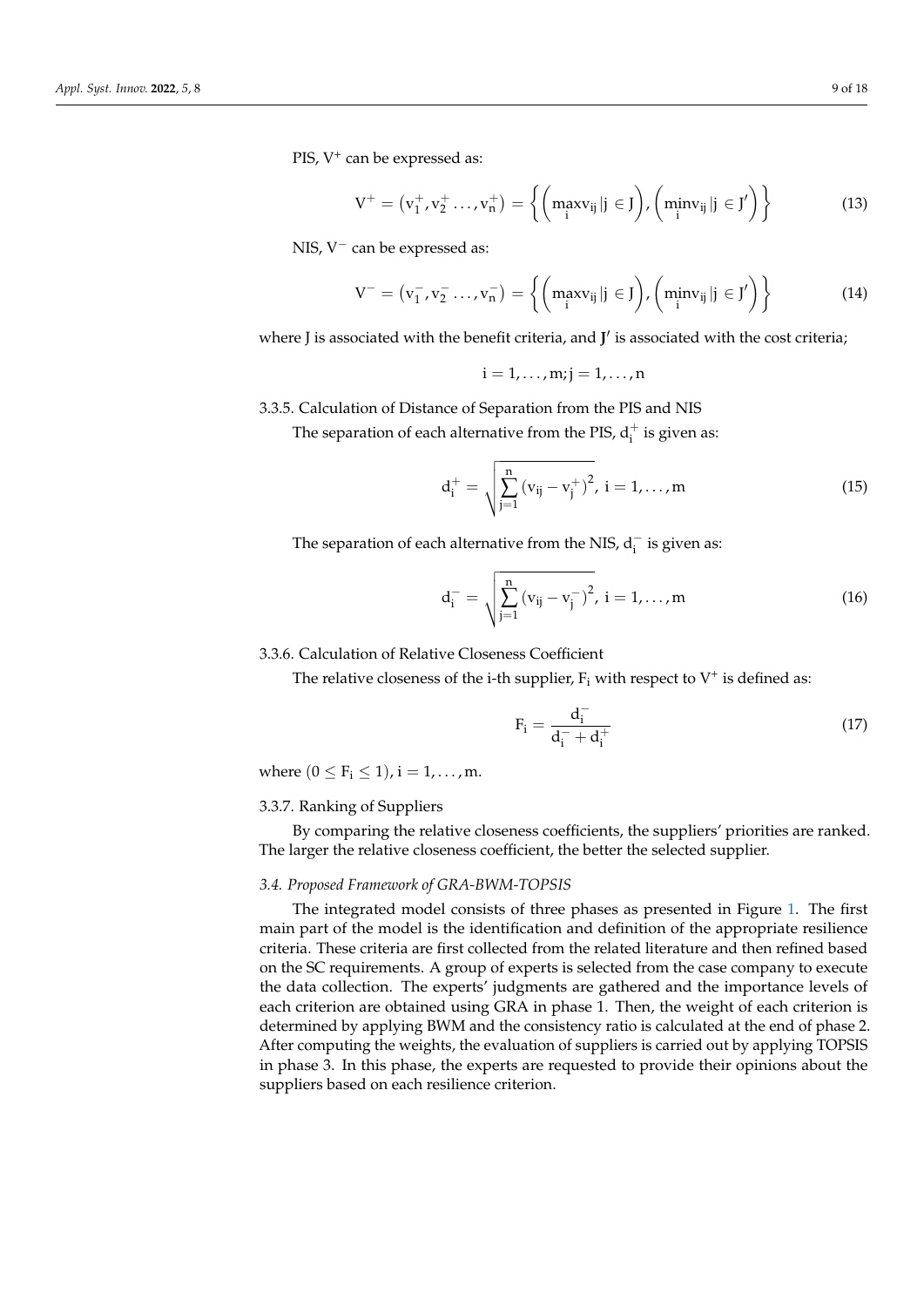PIS, $V^+$ can be expressed as:

$$V^{+} = \left(v_1^{+}, v_2^{+} \ldots, v_n^{+}\right) = \left\{ \left( \max_i v_{ij} \,|\, j \in J \right), \left( \min_i v_{ij} \,|\, j \in J' \right) \right\} \tag{13}$$

NIS, $V^-$ can be expressed as:

$$V^{-} = \left(v_1^{-}, v_2^{-} \ldots, v_n^{-}\right) = \left\{ \left( \max_i v_{ij} \,|\, j \in J \right), \left( \min_i v_{ij} \,|\, j \in J' \right) \right\} \tag{14}$$

where J is associated with the benefit criteria, and $\mathbf{J}'$ is associated with the cost criteria;

$$i = 1, \ldots, m; j = 1, \ldots, n$$

3.3.5. Calculation of Distance of Separation from the PIS and NIS

The separation of each alternative from the PIS, $d_i^+$ is given as:

$$d_i^{+} = \sqrt{\sum_{j=1}^{n} \left(v_{ij} - v_j^{+}\right)^2},\ i = 1, \ldots, m \tag{15}$$

The separation of each alternative from the NIS, $d_i^-$ is given as:

$$d_i^{-} = \sqrt{\sum_{j=1}^{n} \left(v_{ij} - v_j^{-}\right)^2},\ i = 1, \ldots, m \tag{16}$$

3.3.6. Calculation of Relative Closeness Coefficient

The relative closeness of the i-th supplier, $F_i$ with respect to $V^+$ is defined as:

$$F_i = \frac{d_i^{-}}{d_i^{-} + d_i^{+}} \tag{17}$$

where $(0 \leq F_i \leq 1), i = 1, \ldots, m$.

3.3.7. Ranking of Suppliers

By comparing the relative closeness coefficients, the suppliers' priorities are ranked. The larger the relative closeness coefficient, the better the selected supplier.

*3.4. Proposed Framework of GRA-BWM-TOPSIS*

The integrated model consists of three phases as presented in Figure 1. The first main part of the model is the identification and definition of the appropriate resilience criteria. These criteria are first collected from the related literature and then refined based on the SC requirements. A group of experts is selected from the case company to execute the data collection. The experts' judgments are gathered and the importance levels of each criterion are obtained using GRA in phase 1. Then, the weight of each criterion is determined by applying BWM and the consistency ratio is calculated at the end of phase 2. After computing the weights, the evaluation of suppliers is carried out by applying TOPSIS in phase 3. In this phase, the experts are requested to provide their opinions about the suppliers based on each resilience criterion.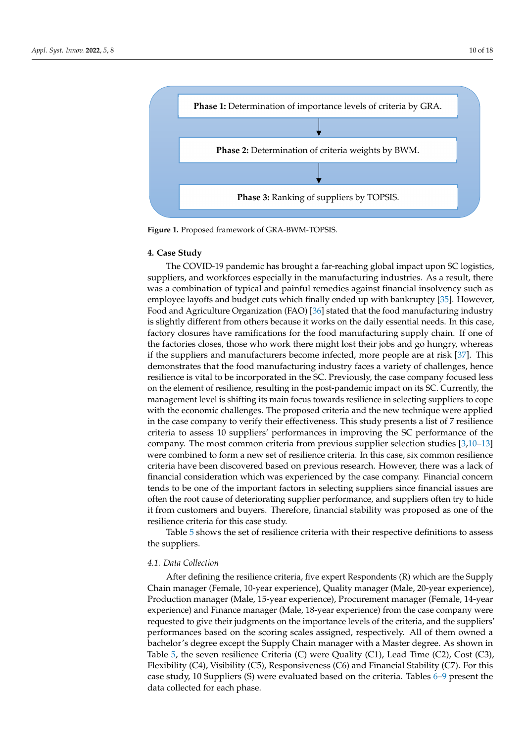**Phase 1:** Determination of importance levels of criteria by GRA.

**Phase 2:** Determination of criteria weights by BWM.

**Phase 3:** Ranking of suppliers by TOPSIS.

**Figure 1.** Proposed framework of GRA-BWM-TOPSIS.

## 4. Case Study

The COVID-19 pandemic has brought a far-reaching global impact upon SC logistics, suppliers, and workforces especially in the manufacturing industries. As a result, there was a combination of typical and painful remedies against financial insolvency such as employee layoffs and budget cuts which finally ended up with bankruptcy [35]. However, Food and Agriculture Organization (FAO) [36] stated that the food manufacturing industry is slightly different from others because it works on the daily essential needs. In this case, factory closures have ramifications for the food manufacturing supply chain. If one of the factories closes, those who work there might lost their jobs and go hungry, whereas if the suppliers and manufacturers become infected, more people are at risk [37]. This demonstrates that the food manufacturing industry faces a variety of challenges, hence resilience is vital to be incorporated in the SC. Previously, the case company focused less on the element of resilience, resulting in the post-pandemic impact on its SC. Currently, the management level is shifting its main focus towards resilience in selecting suppliers to cope with the economic challenges. The proposed criteria and the new technique were applied in the case company to verify their effectiveness. This study presents a list of 7 resilience criteria to assess 10 suppliers' performances in improving the SC performance of the company. The most common criteria from previous supplier selection studies [3,10–13] were combined to form a new set of resilience criteria. In this case, six common resilience criteria have been discovered based on previous research. However, there was a lack of financial consideration which was experienced by the case company. Financial concern tends to be one of the important factors in selecting suppliers since financial issues are often the root cause of deteriorating supplier performance, and suppliers often try to hide it from customers and buyers. Therefore, financial stability was proposed as one of the resilience criteria for this case study.

Table 5 shows the set of resilience criteria with their respective definitions to assess the suppliers.

### 4.1. Data Collection

After defining the resilience criteria, five expert Respondents (R) which are the Supply Chain manager (Female, 10-year experience), Quality manager (Male, 20-year experience), Production manager (Male, 15-year experience), Procurement manager (Female, 14-year experience) and Finance manager (Male, 18-year experience) from the case company were requested to give their judgments on the importance levels of the criteria, and the suppliers' performances based on the scoring scales assigned, respectively. All of them owned a bachelor's degree except the Supply Chain manager with a Master degree. As shown in Table 5, the seven resilience Criteria (C) were Quality (C1), Lead Time (C2), Cost (C3), Flexibility (C4), Visibility (C5), Responsiveness (C6) and Financial Stability (C7). For this case study, 10 Suppliers (S) were evaluated based on the criteria. Tables 6–9 present the data collected for each phase.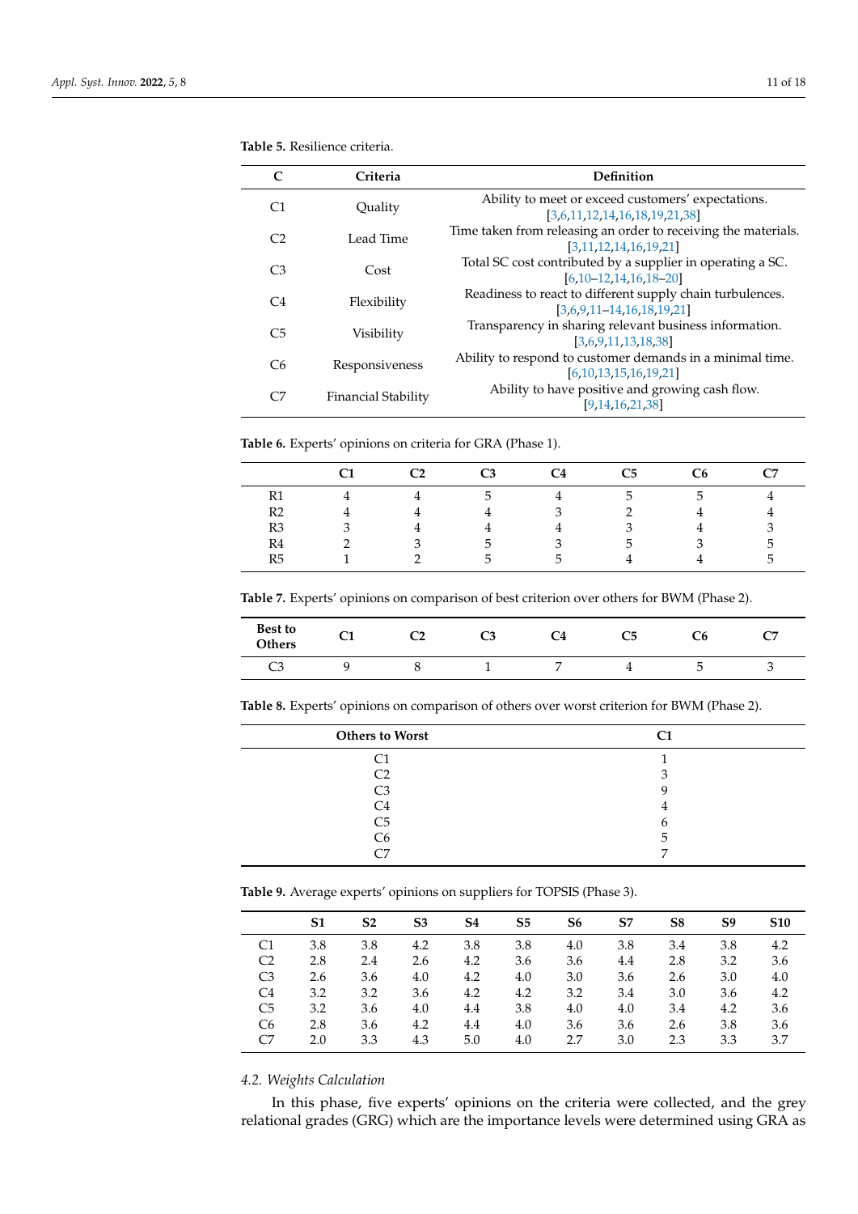**Table 5.** Resilience criteria.

| C | Criteria | Definition |
|---|---|---|
| C1 | Quality | Ability to meet or exceed customers' expectations. [3,6,11,12,14,16,18,19,21,38] |
| C2 | Lead Time | Time taken from releasing an order to receiving the materials. [3,11,12,14,16,19,21] |
| C3 | Cost | Total SC cost contributed by a supplier in operating a SC. [6,10–12,14,16,18–20] |
| C4 | Flexibility | Readiness to react to different supply chain turbulences. [3,6,9,11–14,16,18,19,21] |
| C5 | Visibility | Transparency in sharing relevant business information. [3,6,9,11,13,18,38] |
| C6 | Responsiveness | Ability to respond to customer demands in a minimal time. [6,10,13,15,16,19,21] |
| C7 | Financial Stability | Ability to have positive and growing cash flow. [9,14,16,21,38] |

**Table 6.** Experts' opinions on criteria for GRA (Phase 1).

| | C1 | C2 | C3 | C4 | C5 | C6 | C7 |
|---|---|---|---|---|---|---|---|
| R1 | 4 | 4 | 5 | 4 | 5 | 5 | 4 |
| R2 | 4 | 4 | 4 | 3 | 2 | 4 | 4 |
| R3 | 3 | 4 | 4 | 4 | 3 | 4 | 3 |
| R4 | 2 | 3 | 5 | 3 | 5 | 3 | 5 |
| R5 | 1 | 2 | 5 | 5 | 4 | 4 | 5 |

**Table 7.** Experts' opinions on comparison of best criterion over others for BWM (Phase 2).

| Best to Others | C1 | C2 | C3 | C4 | C5 | C6 | C7 |
|---|---|---|---|---|---|---|---|
| C3 | 9 | 8 | 1 | 7 | 4 | 5 | 3 |

**Table 8.** Experts' opinions on comparison of others over worst criterion for BWM (Phase 2).

| Others to Worst | C1 |
|---|---|
| C1 | 1 |
| C2 | 3 |
| C3 | 9 |
| C4 | 4 |
| C5 | 6 |
| C6 | 5 |
| C7 | 7 |

**Table 9.** Average experts' opinions on suppliers for TOPSIS (Phase 3).

| | S1 | S2 | S3 | S4 | S5 | S6 | S7 | S8 | S9 | S10 |
|---|---|---|---|---|---|---|---|---|---|---|
| C1 | 3.8 | 3.8 | 4.2 | 3.8 | 3.8 | 4.0 | 3.8 | 3.4 | 3.8 | 4.2 |
| C2 | 2.8 | 2.4 | 2.6 | 4.2 | 3.6 | 3.6 | 4.4 | 2.8 | 3.2 | 3.6 |
| C3 | 2.6 | 3.6 | 4.0 | 4.2 | 4.0 | 3.0 | 3.6 | 2.6 | 3.0 | 4.0 |
| C4 | 3.2 | 3.2 | 3.6 | 4.2 | 4.2 | 3.2 | 3.4 | 3.0 | 3.6 | 4.2 |
| C5 | 3.2 | 3.6 | 4.0 | 4.4 | 3.8 | 4.0 | 4.0 | 3.4 | 4.2 | 3.6 |
| C6 | 2.8 | 3.6 | 4.2 | 4.4 | 4.0 | 3.6 | 3.6 | 2.6 | 3.8 | 3.6 |
| C7 | 2.0 | 3.3 | 4.3 | 5.0 | 4.0 | 2.7 | 3.0 | 2.3 | 3.3 | 3.7 |

### 4.2. Weights Calculation

In this phase, five experts' opinions on the criteria were collected, and the grey relational grades (GRG) which are the importance levels were determined using GRA as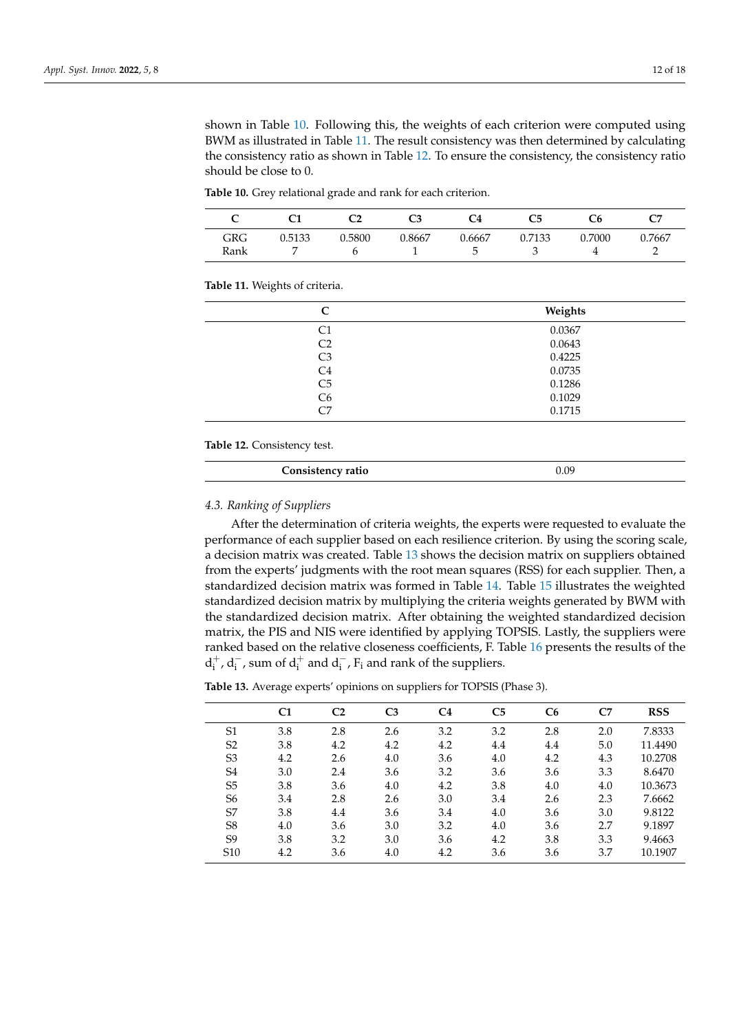shown in Table 10. Following this, the weights of each criterion were computed using BWM as illustrated in Table 11. The result consistency was then determined by calculating the consistency ratio as shown in Table 12. To ensure the consistency, the consistency ratio should be close to 0.

**Table 10.** Grey relational grade and rank for each criterion.

| C | C1 | C2 | C3 | C4 | C5 | C6 | C7 |
|---|---|---|---|---|---|---|---|
| GRG | 0.5133 | 0.5800 | 0.8667 | 0.6667 | 0.7133 | 0.7000 | 0.7667 |
| Rank | 7 | 6 | 1 | 5 | 3 | 4 | 2 |

**Table 11.** Weights of criteria.

| C | Weights |
|---|---|
| C1 | 0.0367 |
| C2 | 0.0643 |
| C3 | 0.4225 |
| C4 | 0.0735 |
| C5 | 0.1286 |
| C6 | 0.1029 |
| C7 | 0.1715 |

**Table 12.** Consistency test.

| Consistency ratio | 0.09 |
|---|---|

### *4.3. Ranking of Suppliers*

After the determination of criteria weights, the experts were requested to evaluate the performance of each supplier based on each resilience criterion. By using the scoring scale, a decision matrix was created. Table 13 shows the decision matrix on suppliers obtained from the experts' judgments with the root mean squares (RSS) for each supplier. Then, a standardized decision matrix was formed in Table 14. Table 15 illustrates the weighted standardized decision matrix by multiplying the criteria weights generated by BWM with the standardized decision matrix. After obtaining the weighted standardized decision matrix, the PIS and NIS were identified by applying TOPSIS. Lastly, the suppliers were ranked based on the relative closeness coefficients, F. Table 16 presents the results of the $d_i^+$, $d_i^-$, sum of $d_i^+$ and $d_i^-$, $F_i$ and rank of the suppliers.

**Table 13.** Average experts' opinions on suppliers for TOPSIS (Phase 3).

| | C1 | C2 | C3 | C4 | C5 | C6 | C7 | RSS |
|---|---|---|---|---|---|---|---|---|
| S1 | 3.8 | 2.8 | 2.6 | 3.2 | 3.2 | 2.8 | 2.0 | 7.8333 |
| S2 | 3.8 | 4.2 | 4.2 | 4.2 | 4.4 | 4.4 | 5.0 | 11.4490 |
| S3 | 4.2 | 2.6 | 4.0 | 3.6 | 4.0 | 4.2 | 4.3 | 10.2708 |
| S4 | 3.0 | 2.4 | 3.6 | 3.2 | 3.6 | 3.6 | 3.3 | 8.6470 |
| S5 | 3.8 | 3.6 | 4.0 | 4.2 | 3.8 | 4.0 | 4.0 | 10.3673 |
| S6 | 3.4 | 2.8 | 2.6 | 3.0 | 3.4 | 2.6 | 2.3 | 7.6662 |
| S7 | 3.8 | 4.4 | 3.6 | 3.4 | 4.0 | 3.6 | 3.0 | 9.8122 |
| S8 | 4.0 | 3.6 | 3.0 | 3.2 | 4.0 | 3.6 | 2.7 | 9.1897 |
| S9 | 3.8 | 3.2 | 3.0 | 3.6 | 4.2 | 3.8 | 3.3 | 9.4663 |
| S10 | 4.2 | 3.6 | 4.0 | 4.2 | 3.6 | 3.6 | 3.7 | 10.1907 |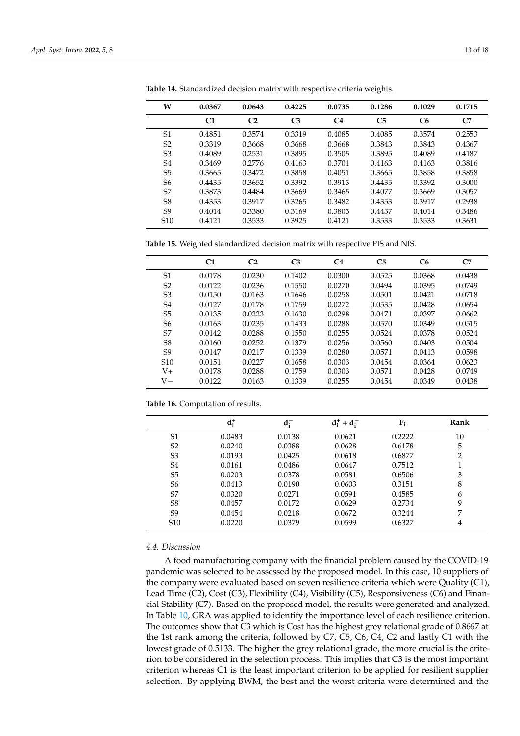**Table 14.** Standardized decision matrix with respective criteria weights.

| W | 0.0367 | 0.0643 | 0.4225 | 0.0735 | 0.1286 | 0.1029 | 0.1715 |
|---|---|---|---|---|---|---|---|
| | **C1** | **C2** | **C3** | **C4** | **C5** | **C6** | **C7** |
| S1 | 0.4851 | 0.3574 | 0.3319 | 0.4085 | 0.4085 | 0.3574 | 0.2553 |
| S2 | 0.3319 | 0.3668 | 0.3668 | 0.3668 | 0.3843 | 0.3843 | 0.4367 |
| S3 | 0.4089 | 0.2531 | 0.3895 | 0.3505 | 0.3895 | 0.4089 | 0.4187 |
| S4 | 0.3469 | 0.2776 | 0.4163 | 0.3701 | 0.4163 | 0.4163 | 0.3816 |
| S5 | 0.3665 | 0.3472 | 0.3858 | 0.4051 | 0.3665 | 0.3858 | 0.3858 |
| S6 | 0.4435 | 0.3652 | 0.3392 | 0.3913 | 0.4435 | 0.3392 | 0.3000 |
| S7 | 0.3873 | 0.4484 | 0.3669 | 0.3465 | 0.4077 | 0.3669 | 0.3057 |
| S8 | 0.4353 | 0.3917 | 0.3265 | 0.3482 | 0.4353 | 0.3917 | 0.2938 |
| S9 | 0.4014 | 0.3380 | 0.3169 | 0.3803 | 0.4437 | 0.4014 | 0.3486 |
| S10 | 0.4121 | 0.3533 | 0.3925 | 0.4121 | 0.3533 | 0.3533 | 0.3631 |

**Table 15.** Weighted standardized decision matrix with respective PIS and NIS.

| | C1 | C2 | C3 | C4 | C5 | C6 | C7 |
|---|---|---|---|---|---|---|---|
| S1 | 0.0178 | 0.0230 | 0.1402 | 0.0300 | 0.0525 | 0.0368 | 0.0438 |
| S2 | 0.0122 | 0.0236 | 0.1550 | 0.0270 | 0.0494 | 0.0395 | 0.0749 |
| S3 | 0.0150 | 0.0163 | 0.1646 | 0.0258 | 0.0501 | 0.0421 | 0.0718 |
| S4 | 0.0127 | 0.0178 | 0.1759 | 0.0272 | 0.0535 | 0.0428 | 0.0654 |
| S5 | 0.0135 | 0.0223 | 0.1630 | 0.0298 | 0.0471 | 0.0397 | 0.0662 |
| S6 | 0.0163 | 0.0235 | 0.1433 | 0.0288 | 0.0570 | 0.0349 | 0.0515 |
| S7 | 0.0142 | 0.0288 | 0.1550 | 0.0255 | 0.0524 | 0.0378 | 0.0524 |
| S8 | 0.0160 | 0.0252 | 0.1379 | 0.0256 | 0.0560 | 0.0403 | 0.0504 |
| S9 | 0.0147 | 0.0217 | 0.1339 | 0.0280 | 0.0571 | 0.0413 | 0.0598 |
| S10 | 0.0151 | 0.0227 | 0.1658 | 0.0303 | 0.0454 | 0.0364 | 0.0623 |
| V+ | 0.0178 | 0.0288 | 0.1759 | 0.0303 | 0.0571 | 0.0428 | 0.0749 |
| V− | 0.0122 | 0.0163 | 0.1339 | 0.0255 | 0.0454 | 0.0349 | 0.0438 |

**Table 16.** Computation of results.

| | $d_i^+$ | $d_i^-$ | $d_i^+ + d_i^-$ | $F_i$ | Rank |
|---|---|---|---|---|---|
| S1 | 0.0483 | 0.0138 | 0.0621 | 0.2222 | 10 |
| S2 | 0.0240 | 0.0388 | 0.0628 | 0.6178 | 5 |
| S3 | 0.0193 | 0.0425 | 0.0618 | 0.6877 | 2 |
| S4 | 0.0161 | 0.0486 | 0.0647 | 0.7512 | 1 |
| S5 | 0.0203 | 0.0378 | 0.0581 | 0.6506 | 3 |
| S6 | 0.0413 | 0.0190 | 0.0603 | 0.3151 | 8 |
| S7 | 0.0320 | 0.0271 | 0.0591 | 0.4585 | 6 |
| S8 | 0.0457 | 0.0172 | 0.0629 | 0.2734 | 9 |
| S9 | 0.0454 | 0.0218 | 0.0672 | 0.3244 | 7 |
| S10 | 0.0220 | 0.0379 | 0.0599 | 0.6327 | 4 |

### 4.4. Discussion

A food manufacturing company with the financial problem caused by the COVID-19 pandemic was selected to be assessed by the proposed model. In this case, 10 suppliers of the company were evaluated based on seven resilience criteria which were Quality (C1), Lead Time (C2), Cost (C3), Flexibility (C4), Visibility (C5), Responsiveness (C6) and Financial Stability (C7). Based on the proposed model, the results were generated and analyzed. In Table 10, GRA was applied to identify the importance level of each resilience criterion. The outcomes show that C3 which is Cost has the highest grey relational grade of 0.8667 at the 1st rank among the criteria, followed by C7, C5, C6, C4, C2 and lastly C1 with the lowest grade of 0.5133. The higher the grey relational grade, the more crucial is the criterion to be considered in the selection process. This implies that C3 is the most important criterion whereas C1 is the least important criterion to be applied for resilient supplier selection. By applying BWM, the best and the worst criteria were determined and the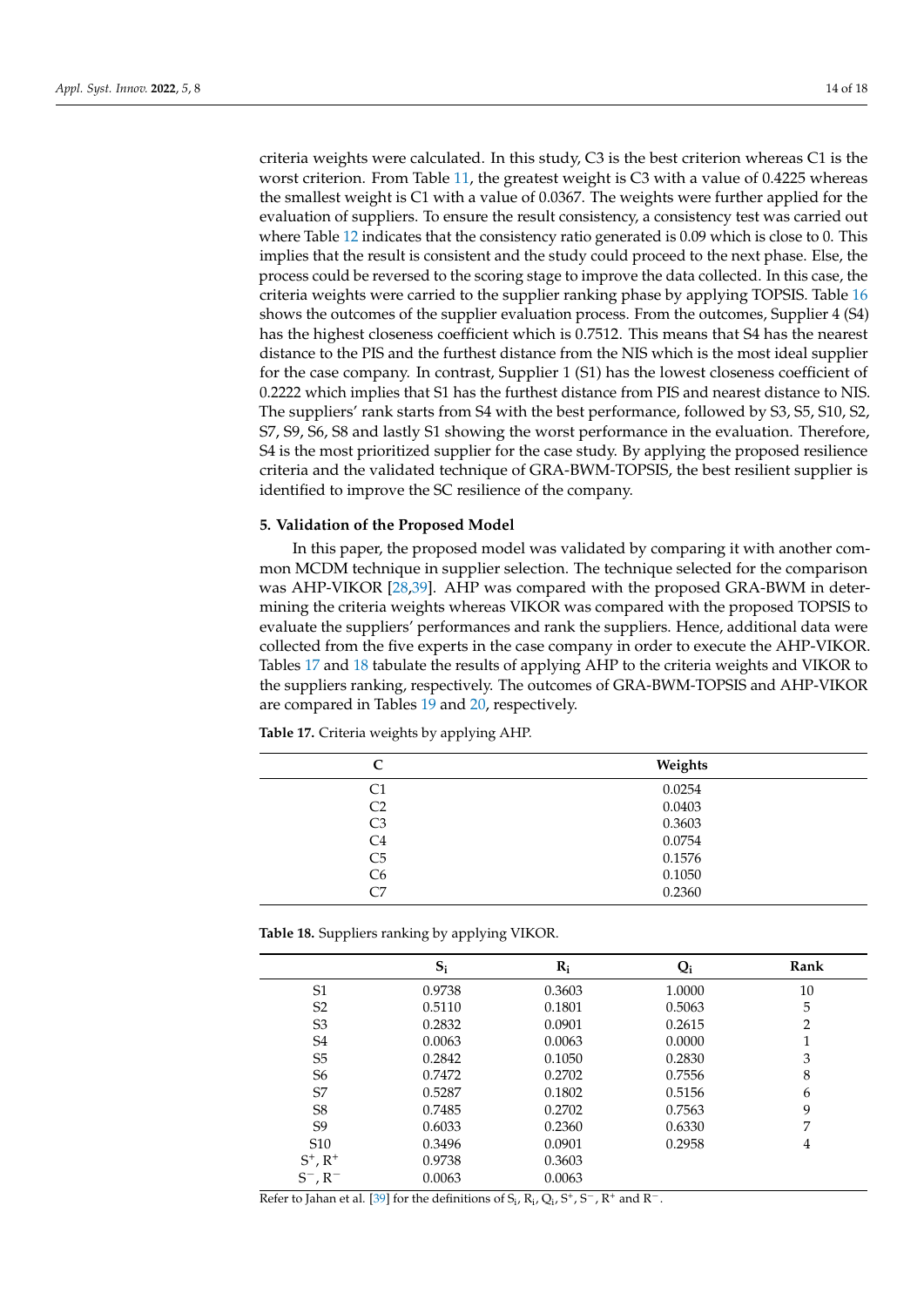criteria weights were calculated. In this study, C3 is the best criterion whereas C1 is the worst criterion. From Table 11, the greatest weight is C3 with a value of 0.4225 whereas the smallest weight is C1 with a value of 0.0367. The weights were further applied for the evaluation of suppliers. To ensure the result consistency, a consistency test was carried out where Table 12 indicates that the consistency ratio generated is 0.09 which is close to 0. This implies that the result is consistent and the study could proceed to the next phase. Else, the process could be reversed to the scoring stage to improve the data collected. In this case, the criteria weights were carried to the supplier ranking phase by applying TOPSIS. Table 16 shows the outcomes of the supplier evaluation process. From the outcomes, Supplier 4 (S4) has the highest closeness coefficient which is 0.7512. This means that S4 has the nearest distance to the PIS and the furthest distance from the NIS which is the most ideal supplier for the case company. In contrast, Supplier 1 (S1) has the lowest closeness coefficient of 0.2222 which implies that S1 has the furthest distance from PIS and nearest distance to NIS. The suppliers' rank starts from S4 with the best performance, followed by S3, S5, S10, S2, S7, S9, S6, S8 and lastly S1 showing the worst performance in the evaluation. Therefore, S4 is the most prioritized supplier for the case study. By applying the proposed resilience criteria and the validated technique of GRA-BWM-TOPSIS, the best resilient supplier is identified to improve the SC resilience of the company.

## 5. Validation of the Proposed Model

In this paper, the proposed model was validated by comparing it with another common MCDM technique in supplier selection. The technique selected for the comparison was AHP-VIKOR [28,39]. AHP was compared with the proposed GRA-BWM in determining the criteria weights whereas VIKOR was compared with the proposed TOPSIS to evaluate the suppliers' performances and rank the suppliers. Hence, additional data were collected from the five experts in the case company in order to execute the AHP-VIKOR. Tables 17 and 18 tabulate the results of applying AHP to the criteria weights and VIKOR to the suppliers ranking, respectively. The outcomes of GRA-BWM-TOPSIS and AHP-VIKOR are compared in Tables 19 and 20, respectively.

**Table 17.** Criteria weights by applying AHP.

| C | Weights |
|---|---|
| C1 | 0.0254 |
| C2 | 0.0403 |
| C3 | 0.3603 |
| C4 | 0.0754 |
| C5 | 0.1576 |
| C6 | 0.1050 |
| C7 | 0.2360 |

**Table 18.** Suppliers ranking by applying VIKOR.

| | $S_i$ | $R_i$ | $Q_i$ | Rank |
|---|---|---|---|---|
| S1 | 0.9738 | 0.3603 | 1.0000 | 10 |
| S2 | 0.5110 | 0.1801 | 0.5063 | 5 |
| S3 | 0.2832 | 0.0901 | 0.2615 | 2 |
| S4 | 0.0063 | 0.0063 | 0.0000 | 1 |
| S5 | 0.2842 | 0.1050 | 0.2830 | 3 |
| S6 | 0.7472 | 0.2702 | 0.7556 | 8 |
| S7 | 0.5287 | 0.1802 | 0.5156 | 6 |
| S8 | 0.7485 | 0.2702 | 0.7563 | 9 |
| S9 | 0.6033 | 0.2360 | 0.6330 | 7 |
| S10 | 0.3496 | 0.0901 | 0.2958 | 4 |
| $S^+$, $R^+$ | 0.9738 | 0.3603 | | |
| $S^-$, $R^-$ | 0.0063 | 0.0063 | | |

Refer to Jahan et al. [39] for the definitions of $S_i$, $R_i$, $Q_i$, $S^+$, $S^-$, $R^+$ and $R^-$.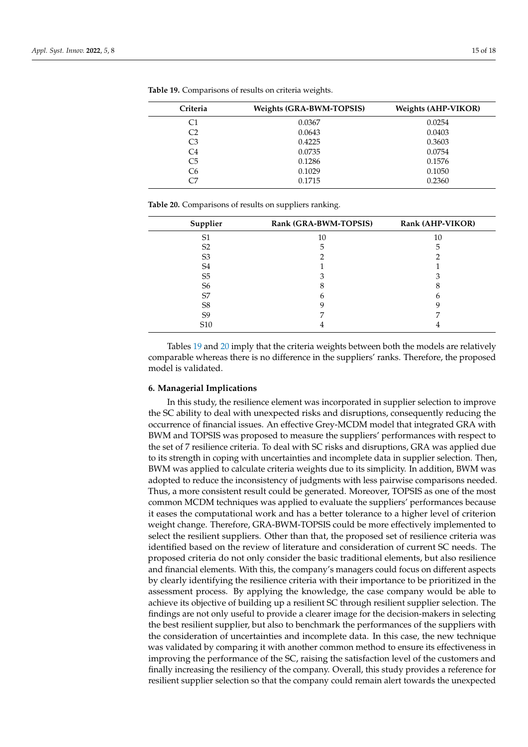**Table 19.** Comparisons of results on criteria weights.

| Criteria | Weights (GRA-BWM-TOPSIS) | Weights (AHP-VIKOR) |
|---|---|---|
| C1 | 0.0367 | 0.0254 |
| C2 | 0.0643 | 0.0403 |
| C3 | 0.4225 | 0.3603 |
| C4 | 0.0735 | 0.0754 |
| C5 | 0.1286 | 0.1576 |
| C6 | 0.1029 | 0.1050 |
| C7 | 0.1715 | 0.2360 |

**Table 20.** Comparisons of results on suppliers ranking.

| Supplier | Rank (GRA-BWM-TOPSIS) | Rank (AHP-VIKOR) |
|---|---|---|
| S1 | 10 | 10 |
| S2 | 5 | 5 |
| S3 | 2 | 2 |
| S4 | 1 | 1 |
| S5 | 3 | 3 |
| S6 | 8 | 8 |
| S7 | 6 | 6 |
| S8 | 9 | 9 |
| S9 | 7 | 7 |
| S10 | 4 | 4 |

Tables 19 and 20 imply that the criteria weights between both the models are relatively comparable whereas there is no difference in the suppliers' ranks. Therefore, the proposed model is validated.

## 6. Managerial Implications

In this study, the resilience element was incorporated in supplier selection to improve the SC ability to deal with unexpected risks and disruptions, consequently reducing the occurrence of financial issues. An effective Grey-MCDM model that integrated GRA with BWM and TOPSIS was proposed to measure the suppliers' performances with respect to the set of 7 resilience criteria. To deal with SC risks and disruptions, GRA was applied due to its strength in coping with uncertainties and incomplete data in supplier selection. Then, BWM was applied to calculate criteria weights due to its simplicity. In addition, BWM was adopted to reduce the inconsistency of judgments with less pairwise comparisons needed. Thus, a more consistent result could be generated. Moreover, TOPSIS as one of the most common MCDM techniques was applied to evaluate the suppliers' performances because it eases the computational work and has a better tolerance to a higher level of criterion weight change. Therefore, GRA-BWM-TOPSIS could be more effectively implemented to select the resilient suppliers. Other than that, the proposed set of resilience criteria was identified based on the review of literature and consideration of current SC needs. The proposed criteria do not only consider the basic traditional elements, but also resilience and financial elements. With this, the company's managers could focus on different aspects by clearly identifying the resilience criteria with their importance to be prioritized in the assessment process. By applying the knowledge, the case company would be able to achieve its objective of building up a resilient SC through resilient supplier selection. The findings are not only useful to provide a clearer image for the decision-makers in selecting the best resilient supplier, but also to benchmark the performances of the suppliers with the consideration of uncertainties and incomplete data. In this case, the new technique was validated by comparing it with another common method to ensure its effectiveness in improving the performance of the SC, raising the satisfaction level of the customers and finally increasing the resiliency of the company. Overall, this study provides a reference for resilient supplier selection so that the company could remain alert towards the unexpected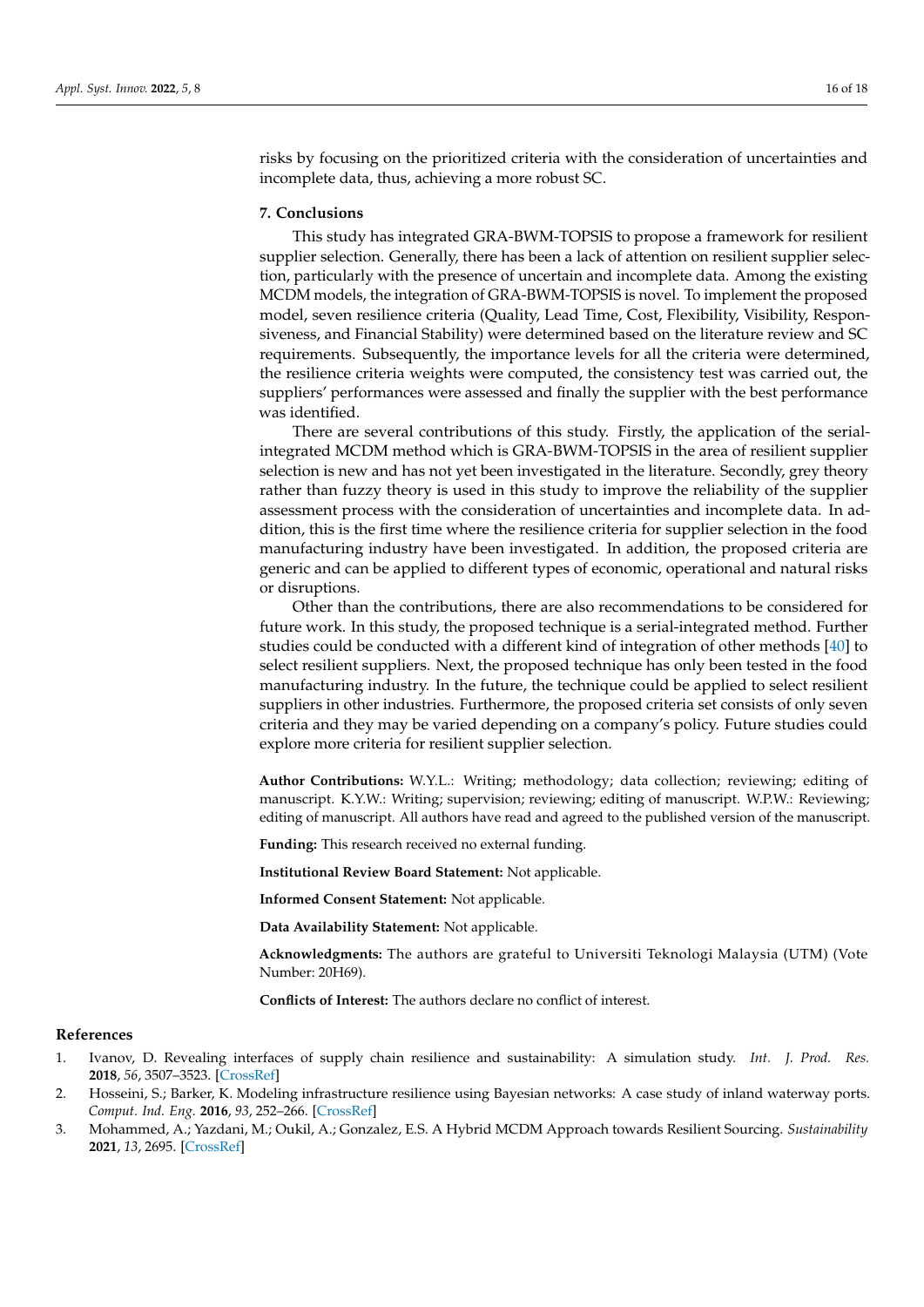risks by focusing on the prioritized criteria with the consideration of uncertainties and incomplete data, thus, achieving a more robust SC.

## 7. Conclusions

This study has integrated GRA-BWM-TOPSIS to propose a framework for resilient supplier selection. Generally, there has been a lack of attention on resilient supplier selection, particularly with the presence of uncertain and incomplete data. Among the existing MCDM models, the integration of GRA-BWM-TOPSIS is novel. To implement the proposed model, seven resilience criteria (Quality, Lead Time, Cost, Flexibility, Visibility, Responsiveness, and Financial Stability) were determined based on the literature review and SC requirements. Subsequently, the importance levels for all the criteria were determined, the resilience criteria weights were computed, the consistency test was carried out, the suppliers' performances were assessed and finally the supplier with the best performance was identified.

There are several contributions of this study. Firstly, the application of the serial-integrated MCDM method which is GRA-BWM-TOPSIS in the area of resilient supplier selection is new and has not yet been investigated in the literature. Secondly, grey theory rather than fuzzy theory is used in this study to improve the reliability of the supplier assessment process with the consideration of uncertainties and incomplete data. In addition, this is the first time where the resilience criteria for supplier selection in the food manufacturing industry have been investigated. In addition, the proposed criteria are generic and can be applied to different types of economic, operational and natural risks or disruptions.

Other than the contributions, there are also recommendations to be considered for future work. In this study, the proposed technique is a serial-integrated method. Further studies could be conducted with a different kind of integration of other methods [40] to select resilient suppliers. Next, the proposed technique has only been tested in the food manufacturing industry. In the future, the technique could be applied to select resilient suppliers in other industries. Furthermore, the proposed criteria set consists of only seven criteria and they may be varied depending on a company's policy. Future studies could explore more criteria for resilient supplier selection.

**Author Contributions:** W.Y.L.: Writing; methodology; data collection; reviewing; editing of manuscript. K.Y.W.: Writing; supervision; reviewing; editing of manuscript. W.P.W.: Reviewing; editing of manuscript. All authors have read and agreed to the published version of the manuscript.

**Funding:** This research received no external funding.

**Institutional Review Board Statement:** Not applicable.

**Informed Consent Statement:** Not applicable.

**Data Availability Statement:** Not applicable.

**Acknowledgments:** The authors are grateful to Universiti Teknologi Malaysia (UTM) (Vote Number: 20H69).

**Conflicts of Interest:** The authors declare no conflict of interest.

## References

1. Ivanov, D. Revealing interfaces of supply chain resilience and sustainability: A simulation study. *Int. J. Prod. Res.* **2018**, *56*, 3507–3523. [CrossRef]
2. Hosseini, S.; Barker, K. Modeling infrastructure resilience using Bayesian networks: A case study of inland waterway ports. *Comput. Ind. Eng.* **2016**, *93*, 252–266. [CrossRef]
3. Mohammed, A.; Yazdani, M.; Oukil, A.; Gonzalez, E.S. A Hybrid MCDM Approach towards Resilient Sourcing. *Sustainability* **2021**, *13*, 2695. [CrossRef]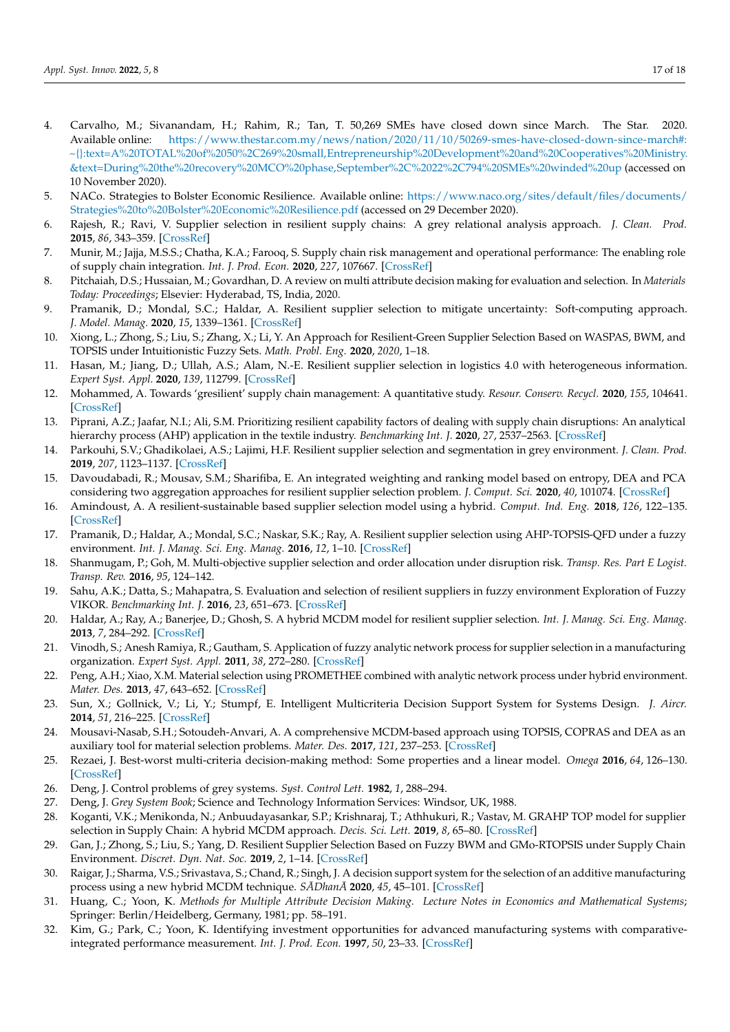4. Carvalho, M.; Sivanandam, H.; Rahim, R.; Tan, T. 50,269 SMEs have closed down since March. The Star. 2020. Available online: https://www.thestar.com.my/news/nation/2020/11/10/50269-smes-have-closed-down-since-march#:~{}:text=A%20TOTAL%20of%2050%2C269%20small,Entrepreneurship%20Development%20and%20Cooperatives%20Ministry.&text=During%20the%20recovery%20MCO%20phase,September%2C%2022%2C794%20SMEs%20winded%20up (accessed on 10 November 2020).
5. NACo. Strategies to Bolster Economic Resilience. Available online: https://www.naco.org/sites/default/files/documents/Strategies%20to%20Bolster%20Economic%20Resilience.pdf (accessed on 29 December 2020).
6. Rajesh, R.; Ravi, V. Supplier selection in resilient supply chains: A grey relational analysis approach. *J. Clean. Prod.* **2015**, *86*, 343–359. [CrossRef]
7. Munir, M.; Jajja, M.S.S.; Chatha, K.A.; Farooq, S. Supply chain risk management and operational performance: The enabling role of supply chain integration. *Int. J. Prod. Econ.* **2020**, *227*, 107667. [CrossRef]
8. Pitchaiah, D.S.; Hussaian, M.; Govardhan, D. A review on multi attribute decision making for evaluation and selection. In *Materials Today: Proceedings*; Elsevier: Hyderabad, TS, India, 2020.
9. Pramanik, D.; Mondal, S.C.; Haldar, A. Resilient supplier selection to mitigate uncertainty: Soft-computing approach. *J. Model. Manag.* **2020**, *15*, 1339–1361. [CrossRef]
10. Xiong, L.; Zhong, S.; Liu, S.; Zhang, X.; Li, Y. An Approach for Resilient-Green Supplier Selection Based on WASPAS, BWM, and TOPSIS under Intuitionistic Fuzzy Sets. *Math. Probl. Eng.* **2020**, *2020*, 1–18.
11. Hasan, M.; Jiang, D.; Ullah, A.S.; Alam, N.-E. Resilient supplier selection in logistics 4.0 with heterogeneous information. *Expert Syst. Appl.* **2020**, *139*, 112799. [CrossRef]
12. Mohammed, A. Towards 'gresilient' supply chain management: A quantitative study. *Resour. Conserv. Recycl.* **2020**, *155*, 104641. [CrossRef]
13. Piprani, A.Z.; Jaafar, N.I.; Ali, S.M. Prioritizing resilient capability factors of dealing with supply chain disruptions: An analytical hierarchy process (AHP) application in the textile industry. *Benchmarking Int. J.* **2020**, *27*, 2537–2563. [CrossRef]
14. Parkouhi, S.V.; Ghadikolaei, A.S.; Lajimi, H.F. Resilient supplier selection and segmentation in grey environment. *J. Clean. Prod.* **2019**, *207*, 1123–1137. [CrossRef]
15. Davoudabadi, R.; Mousav, S.M.; Sharifiba, E. An integrated weighting and ranking model based on entropy, DEA and PCA considering two aggregation approaches for resilient supplier selection problem. *J. Comput. Sci.* **2020**, *40*, 101074. [CrossRef]
16. Amindoust, A. A resilient-sustainable based supplier selection model using a hybrid. *Comput. Ind. Eng.* **2018**, *126*, 122–135. [CrossRef]
17. Pramanik, D.; Haldar, A.; Mondal, S.C.; Naskar, S.K.; Ray, A. Resilient supplier selection using AHP-TOPSIS-QFD under a fuzzy environment. *Int. J. Manag. Sci. Eng. Manag.* **2016**, *12*, 1–10. [CrossRef]
18. Shanmugam, P.; Goh, M. Multi-objective supplier selection and order allocation under disruption risk. *Transp. Res. Part E Logist. Transp. Rev.* **2016**, *95*, 124–142.
19. Sahu, A.K.; Datta, S.; Mahapatra, S. Evaluation and selection of resilient suppliers in fuzzy environment Exploration of Fuzzy VIKOR. *Benchmarking Int. J.* **2016**, *23*, 651–673. [CrossRef]
20. Haldar, A.; Ray, A.; Banerjee, D.; Ghosh, S. A hybrid MCDM model for resilient supplier selection. *Int. J. Manag. Sci. Eng. Manag.* **2013**, *7*, 284–292. [CrossRef]
21. Vinodh, S.; Anesh Ramiya, R.; Gautham, S. Application of fuzzy analytic network process for supplier selection in a manufacturing organization. *Expert Syst. Appl.* **2011**, *38*, 272–280. [CrossRef]
22. Peng, A.H.; Xiao, X.M. Material selection using PROMETHEE combined with analytic network process under hybrid environment. *Mater. Des.* **2013**, *47*, 643–652. [CrossRef]
23. Sun, X.; Gollnick, V.; Li, Y.; Stumpf, E. Intelligent Multicriteria Decision Support System for Systems Design. *J. Aircr.* **2014**, *51*, 216–225. [CrossRef]
24. Mousavi-Nasab, S.H.; Sotoudeh-Anvari, A. A comprehensive MCDM-based approach using TOPSIS, COPRAS and DEA as an auxiliary tool for material selection problems. *Mater. Des.* **2017**, *121*, 237–253. [CrossRef]
25. Rezaei, J. Best-worst multi-criteria decision-making method: Some properties and a linear model. *Omega* **2016**, *64*, 126–130. [CrossRef]
26. Deng, J. Control problems of grey systems. *Syst. Control Lett.* **1982**, *1*, 288–294.
27. Deng, J. *Grey System Book*; Science and Technology Information Services: Windsor, UK, 1988.
28. Koganti, V.K.; Menikonda, N.; Anbuudayasankar, S.P.; Krishnaraj, T.; Athhukuri, R.; Vastav, M. GRAHP TOP model for supplier selection in Supply Chain: A hybrid MCDM approach. *Decis. Sci. Lett.* **2019**, *8*, 65–80. [CrossRef]
29. Gan, J.; Zhong, S.; Liu, S.; Yang, D. Resilient Supplier Selection Based on Fuzzy BWM and GMo-RTOPSIS under Supply Chain Environment. *Discret. Dyn. Nat. Soc.* **2019**, *2*, 1–14. [CrossRef]
30. Raigar, J.; Sharma, V.S.; Srivastava, S.; Chand, R.; Singh, J. A decision support system for the selection of an additive manufacturing process using a new hybrid MCDM technique. *SĀDhanĀ* **2020**, *45*, 45–101. [CrossRef]
31. Huang, C.; Yoon, K. *Methods for Multiple Attribute Decision Making. Lecture Notes in Economics and Mathematical Systems*; Springer: Berlin/Heidelberg, Germany, 1981; pp. 58–191.
32. Kim, G.; Park, C.; Yoon, K. Identifying investment opportunities for advanced manufacturing systems with comparative-integrated performance measurement. *Int. J. Prod. Econ.* **1997**, *50*, 23–33. [CrossRef]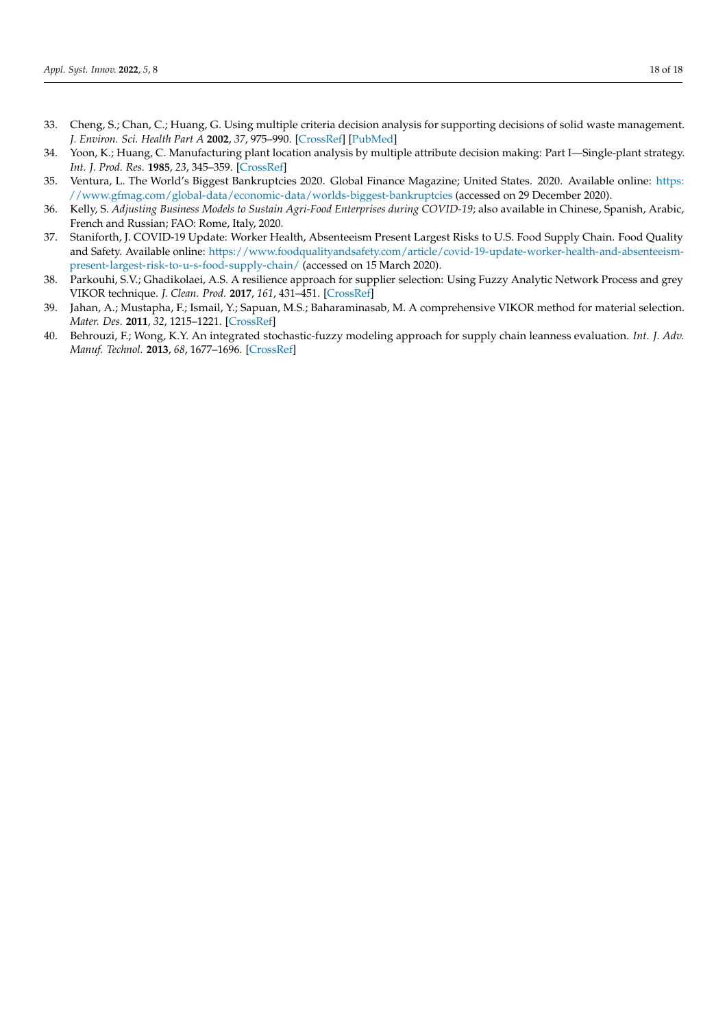33. Cheng, S.; Chan, C.; Huang, G. Using multiple criteria decision analysis for supporting decisions of solid waste management. *J. Environ. Sci. Health Part A* **2002**, *37*, 975–990. [CrossRef] [PubMed]
34. Yoon, K.; Huang, C. Manufacturing plant location analysis by multiple attribute decision making: Part I—Single-plant strategy. *Int. J. Prod. Res.* **1985**, *23*, 345–359. [CrossRef]
35. Ventura, L. The World's Biggest Bankruptcies 2020. Global Finance Magazine; United States. 2020. Available online: https://www.gfmag.com/global-data/economic-data/worlds-biggest-bankruptcies (accessed on 29 December 2020).
36. Kelly, S. *Adjusting Business Models to Sustain Agri-Food Enterprises during COVID-19*; also available in Chinese, Spanish, Arabic, French and Russian; FAO: Rome, Italy, 2020.
37. Staniforth, J. COVID-19 Update: Worker Health, Absenteeism Present Largest Risks to U.S. Food Supply Chain. Food Quality and Safety. Available online: https://www.foodqualityandsafety.com/article/covid-19-update-worker-health-and-absenteeism-present-largest-risk-to-u-s-food-supply-chain/ (accessed on 15 March 2020).
38. Parkouhi, S.V.; Ghadikolaei, A.S. A resilience approach for supplier selection: Using Fuzzy Analytic Network Process and grey VIKOR technique. *J. Clean. Prod.* **2017**, *161*, 431–451. [CrossRef]
39. Jahan, A.; Mustapha, F.; Ismail, Y.; Sapuan, M.S.; Baharaminasab, M. A comprehensive VIKOR method for material selection. *Mater. Des.* **2011**, *32*, 1215–1221. [CrossRef]
40. Behrouzi, F.; Wong, K.Y. An integrated stochastic-fuzzy modeling approach for supply chain leanness evaluation. *Int. J. Adv. Manuf. Technol.* **2013**, *68*, 1677–1696. [CrossRef]